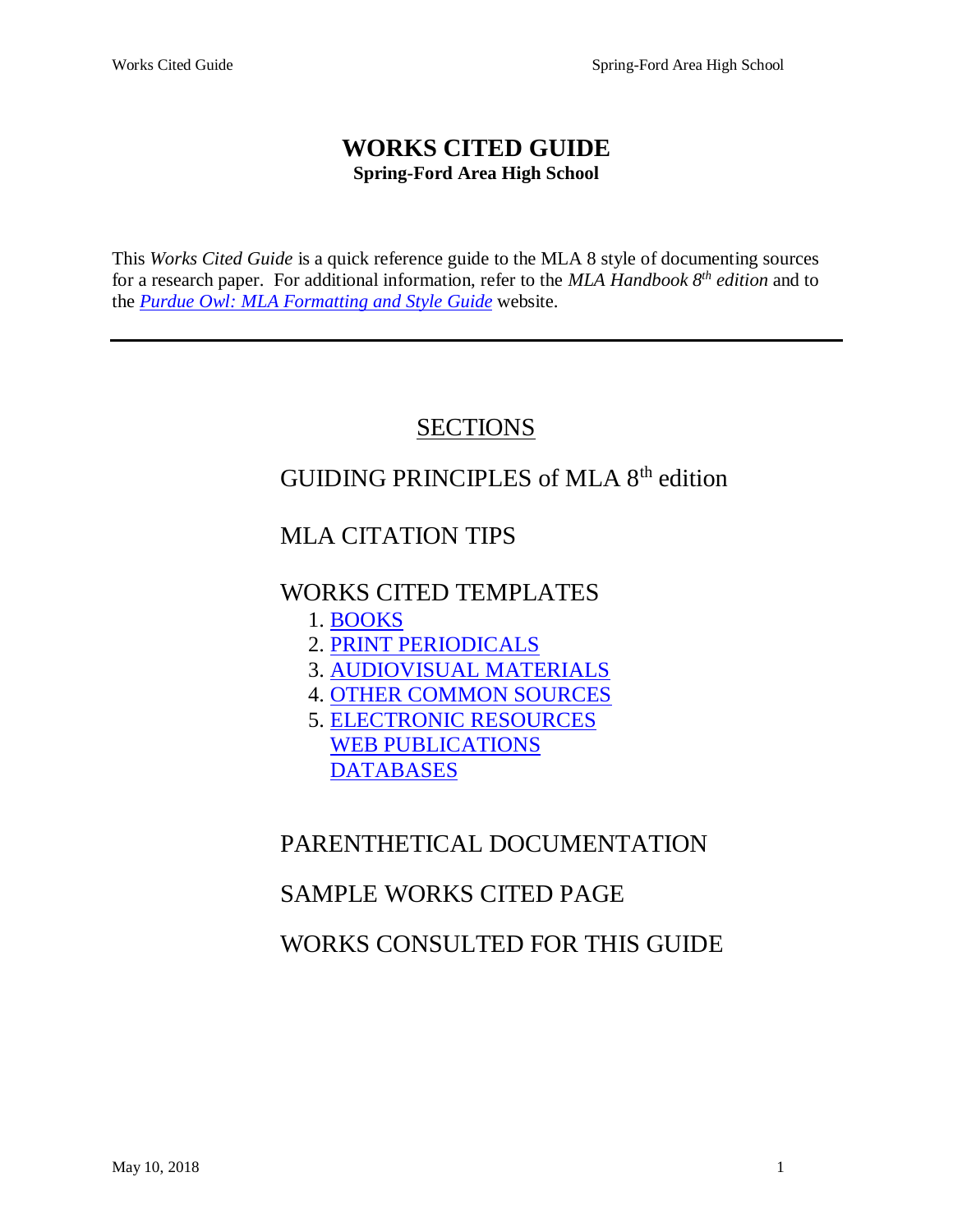# WORKS CITED GUIDE

**Spring-Ford Area High School**

This *Works Cited Guide* is a quick reference guide to the MLA 8 style of documenting sources for a research paper. For additional information, refer to the *MLA Handbook 8th edition* and to the *Purdue Owl: MLA Formatting and Style Guide* website.

---

## SECTIONS

GUIDING PRINCIPLES of MLA 8th edition

MLA CITATION TIPS

WORKS CITED TEMPLATES

1. BOOKS
2. PRINT PERIODICALS
3. AUDIOVISUAL MATERIALS
4. OTHER COMMON SOURCES
5. ELECTRONIC RESOURCES
   WEB PUBLICATIONS
   DATABASES

PARENTHETICAL DOCUMENTATION

SAMPLE WORKS CITED PAGE

WORKS CONSULTED FOR THIS GUIDE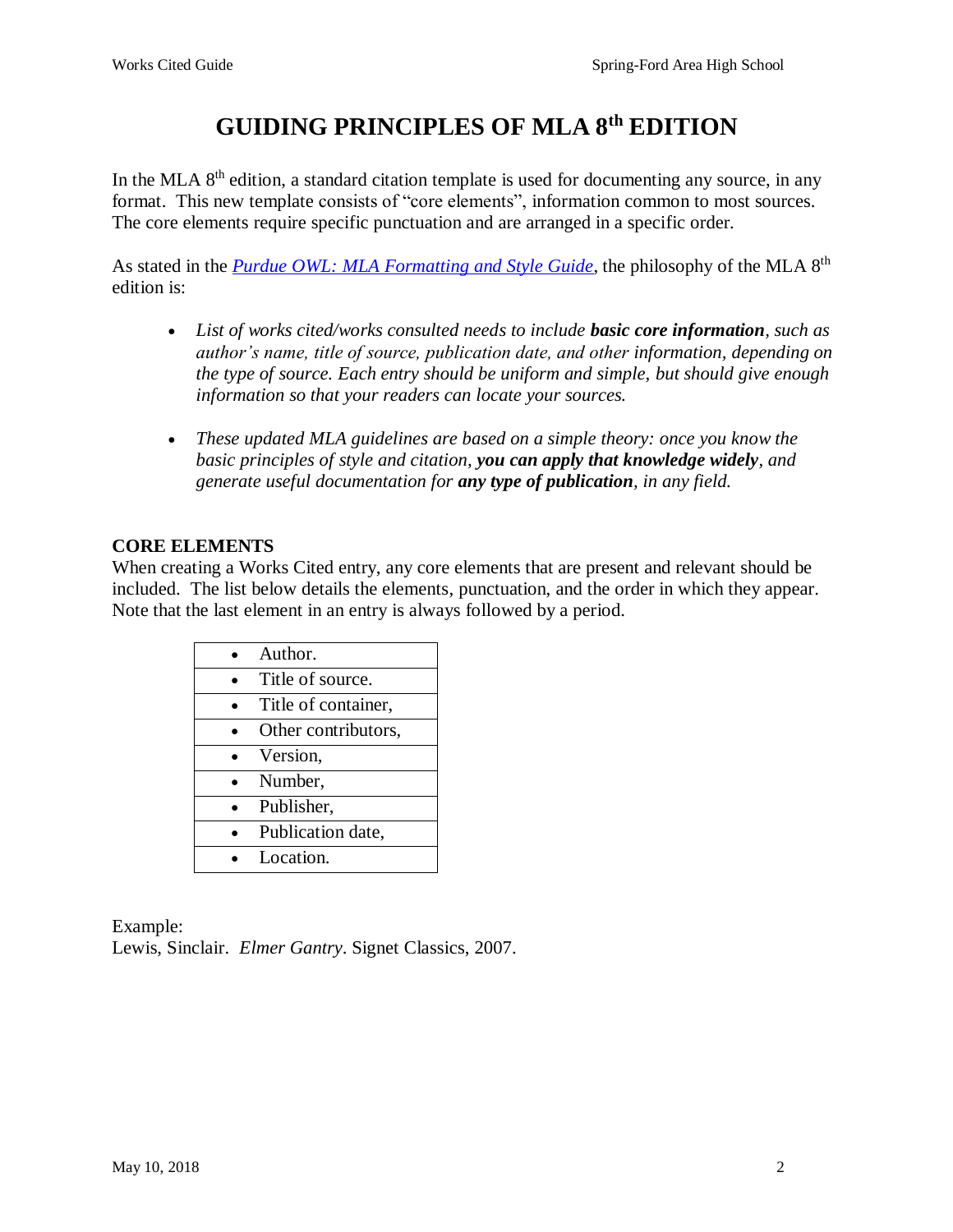# GUIDING PRINCIPLES OF MLA 8th EDITION

In the MLA 8th edition, a standard citation template is used for documenting any source, in any format. This new template consists of "core elements", information common to most sources. The core elements require specific punctuation and are arranged in a specific order.

As stated in the *Purdue OWL: MLA Formatting and Style Guide*, the philosophy of the MLA 8th edition is:

- *List of works cited/works consulted needs to include **basic core information**, such as author's name, title of source, publication date, and other information, depending on the type of source. Each entry should be uniform and simple, but should give enough information so that your readers can locate your sources.*

- *These updated MLA guidelines are based on a simple theory: once you know the basic principles of style and citation, **you can apply that knowledge widely**, and generate useful documentation for **any type of publication**, in any field.*

**CORE ELEMENTS**

When creating a Works Cited entry, any core elements that are present and relevant should be included. The list below details the elements, punctuation, and the order in which they appear. Note that the last element in an entry is always followed by a period.

| Core Elements |
| --- |
| • Author. |
| • Title of source. |
| • Title of container, |
| • Other contributors, |
| • Version, |
| • Number, |
| • Publisher, |
| • Publication date, |
| • Location. |

Example:
Lewis, Sinclair. *Elmer Gantry*. Signet Classics, 2007.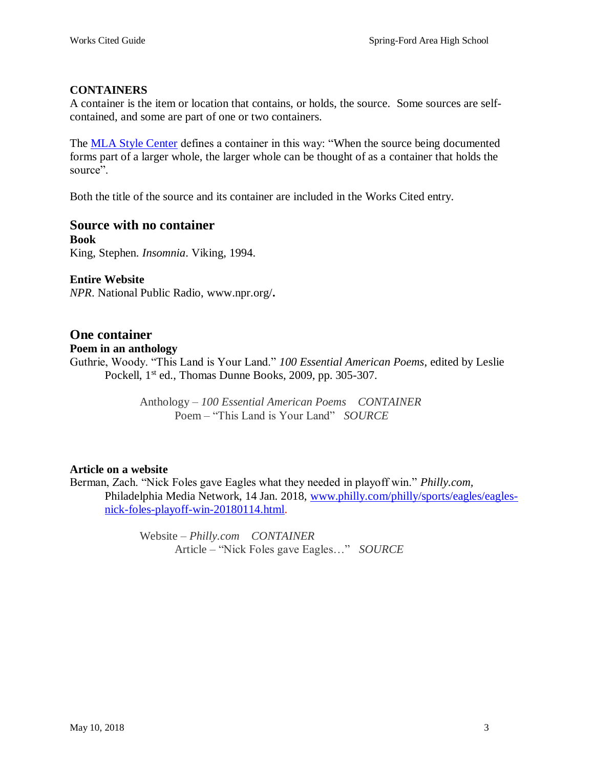## CONTAINERS

A container is the item or location that contains, or holds, the source. Some sources are self-contained, and some are part of one or two containers.

The [MLA Style Center](MLA Style Center) defines a container in this way: "When the source being documented forms part of a larger whole, the larger whole can be thought of as a container that holds the source".

Both the title of the source and its container are included in the Works Cited entry.

## Source with no container

**Book**

King, Stephen. *Insomnia*. Viking, 1994.

**Entire Website**

*NPR*. National Public Radio, www.npr.org/**.**

## One container

**Poem in an anthology**

Guthrie, Woody. "This Land is Your Land." *100 Essential American Poems*, edited by Leslie Pockell, 1st ed., Thomas Dunne Books, 2009, pp. 305-307.

> Anthology – *100 Essential American Poems* *CONTAINER*
>
> Poem – "This Land is Your Land" *SOURCE*

**Article on a website**

Berman, Zach. "Nick Foles gave Eagles what they needed in playoff win." *Philly.com*, Philadelphia Media Network, 14 Jan. 2018, www.philly.com/philly/sports/eagles/eagles-nick-foles-playoff-win-20180114.html.

> Website – *Philly.com* *CONTAINER*
>
> Article – "Nick Foles gave Eagles…" *SOURCE*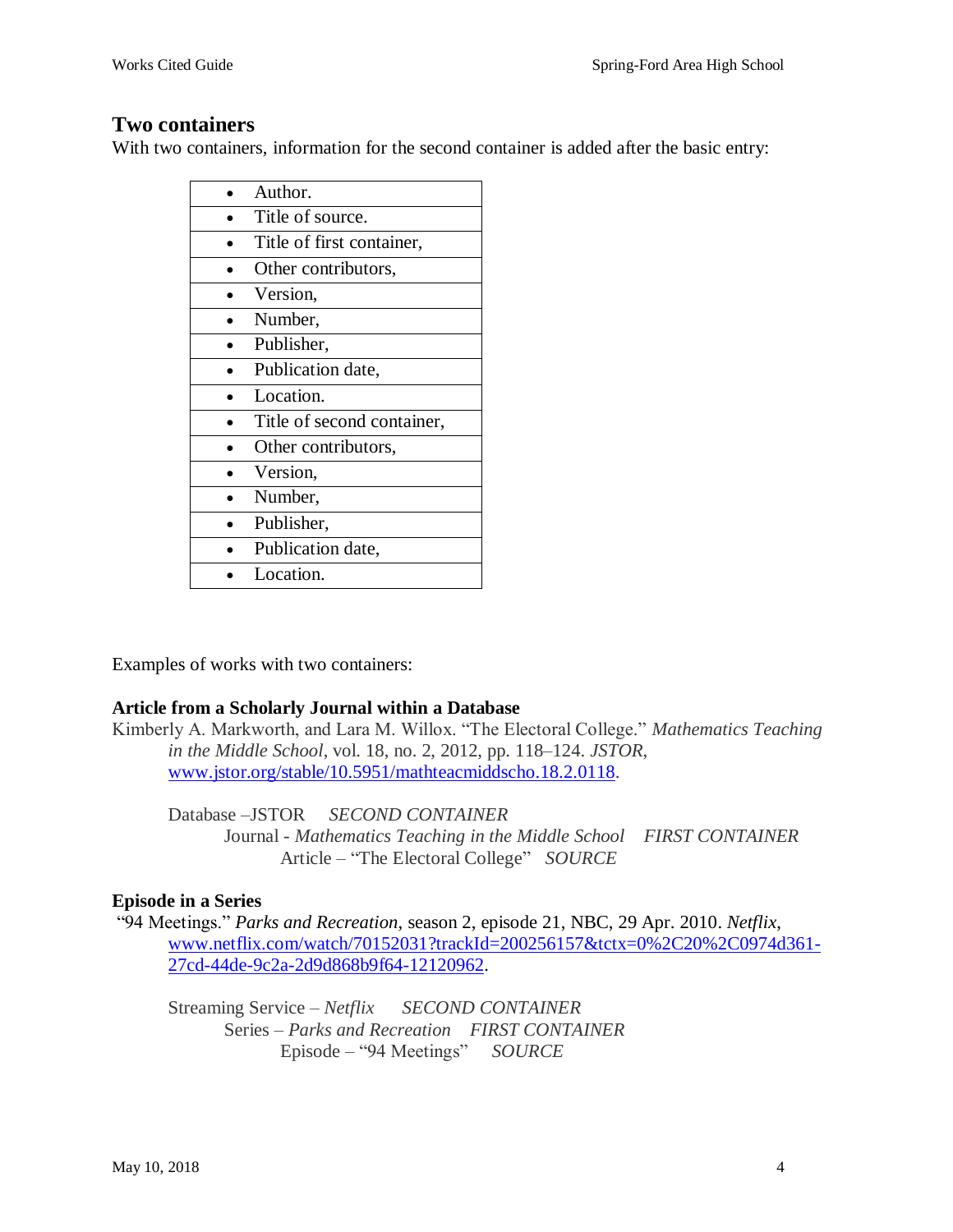## Two containers

With two containers, information for the second container is added after the basic entry:

| |
|---|
| • Author. |
| • Title of source. |
| • Title of first container, |
| • Other contributors, |
| • Version, |
| • Number, |
| • Publisher, |
| • Publication date, |
| • Location. |
| • Title of second container, |
| • Other contributors, |
| • Version, |
| • Number, |
| • Publisher, |
| • Publication date, |
| • Location. |

Examples of works with two containers:

**Article from a Scholarly Journal within a Database**

Kimberly A. Markworth, and Lara M. Willox. "The Electoral College." *Mathematics Teaching in the Middle School*, vol. 18, no. 2, 2012, pp. 118–124. *JSTOR*, www.jstor.org/stable/10.5951/mathteacmiddscho.18.2.0118.

Database –JSTOR *SECOND CONTAINER*
Journal - *Mathematics Teaching in the Middle School* *FIRST CONTAINER*
Article – "The Electoral College" *SOURCE*

**Episode in a Series**

"94 Meetings." *Parks and Recreation*, season 2, episode 21, NBC, 29 Apr. 2010. *Netflix*, www.netflix.com/watch/70152031?trackId=200256157&tctx=0%2C20%2C0974d361-27cd-44de-9c2a-2d9d868b9f64-12120962.

Streaming Service – *Netflix* *SECOND CONTAINER*
Series – *Parks and Recreation* *FIRST CONTAINER*
Episode – "94 Meetings" *SOURCE*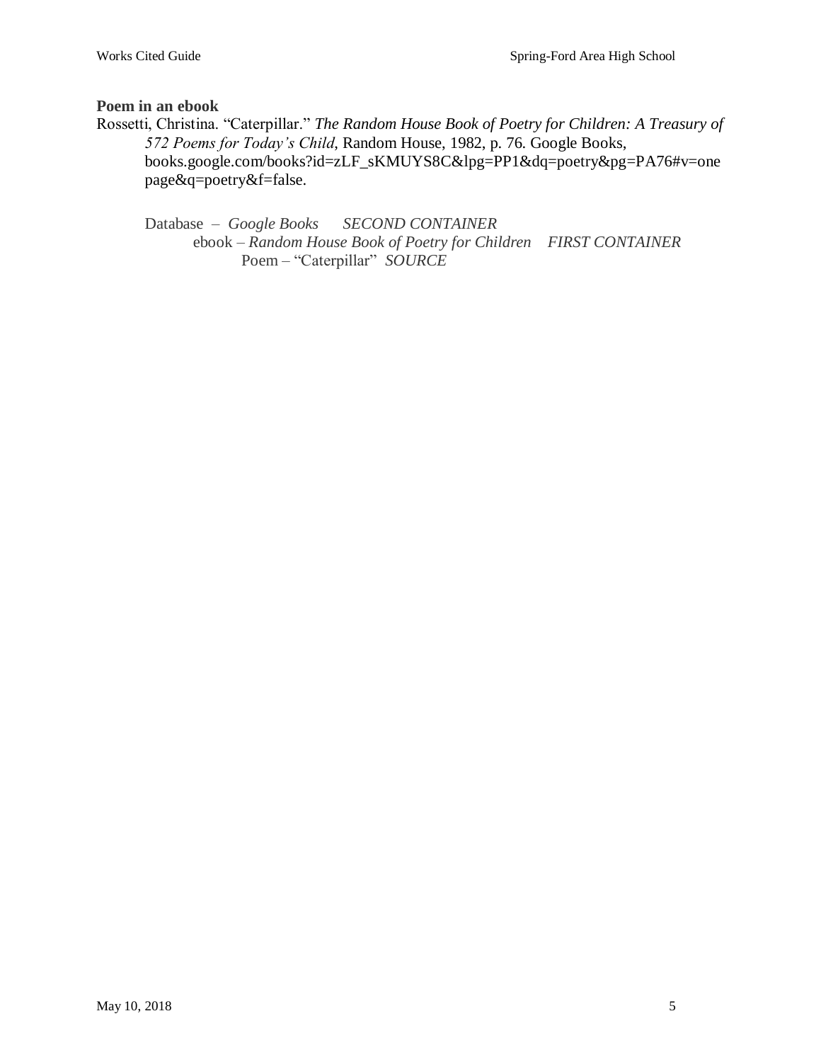**Poem in an ebook**

Rossetti, Christina. "Caterpillar." *The Random House Book of Poetry for Children: A Treasury of 572 Poems for Today's Child*, Random House, 1982, p. 76. Google Books, books.google.com/books?id=zLF_sKMUYS8C&lpg=PP1&dq=poetry&pg=PA76#v=onepage&q=poetry&f=false.

Database – *Google Books* *SECOND CONTAINER*
ebook – *Random House Book of Poetry for Children* *FIRST CONTAINER*
Poem – "Caterpillar" *SOURCE*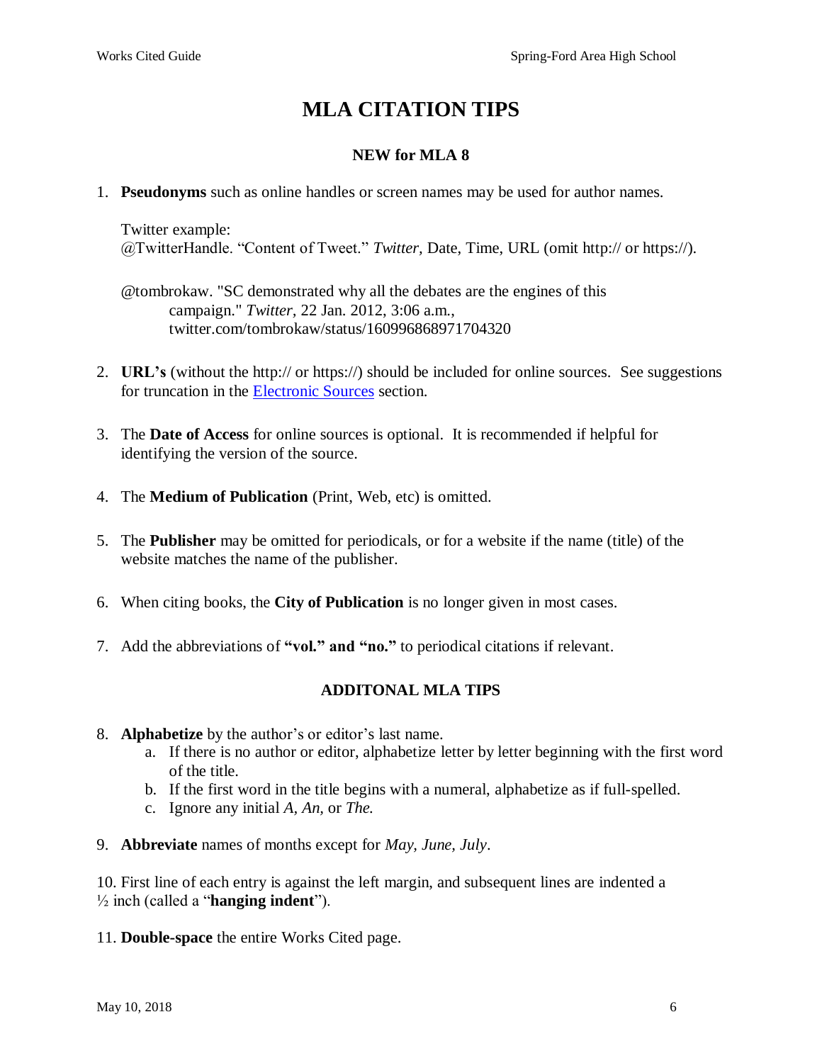# MLA CITATION TIPS

## NEW for MLA 8

1. **Pseudonyms** such as online handles or screen names may be used for author names.

   Twitter example:
   @TwitterHandle. "Content of Tweet." *Twitter,* Date, Time, URL (omit http:// or https://).

   @tombrokaw. "SC demonstrated why all the debates are the engines of this
   campaign." *Twitter,* 22 Jan. 2012, 3:06 a.m.,
   twitter.com/tombrokaw/status/160996868971704320

2. **URL's** (without the http:// or https://) should be included for online sources. See suggestions for truncation in the [Electronic Sources]() section.

3. The **Date of Access** for online sources is optional. It is recommended if helpful for identifying the version of the source.

4. The **Medium of Publication** (Print, Web, etc) is omitted.

5. The **Publisher** may be omitted for periodicals, or for a website if the name (title) of the website matches the name of the publisher.

6. When citing books, the **City of Publication** is no longer given in most cases.

7. Add the abbreviations of **"vol." and "no."** to periodical citations if relevant.

## ADDITONAL MLA TIPS

8. **Alphabetize** by the author's or editor's last name.
   a. If there is no author or editor, alphabetize letter by letter beginning with the first word of the title.
   b. If the first word in the title begins with a numeral, alphabetize as if full-spelled.
   c. Ignore any initial *A, An,* or *The.*

9. **Abbreviate** names of months except for *May, June, July*.

10. First line of each entry is against the left margin, and subsequent lines are indented a ½ inch (called a "**hanging indent**").

11. **Double-space** the entire Works Cited page.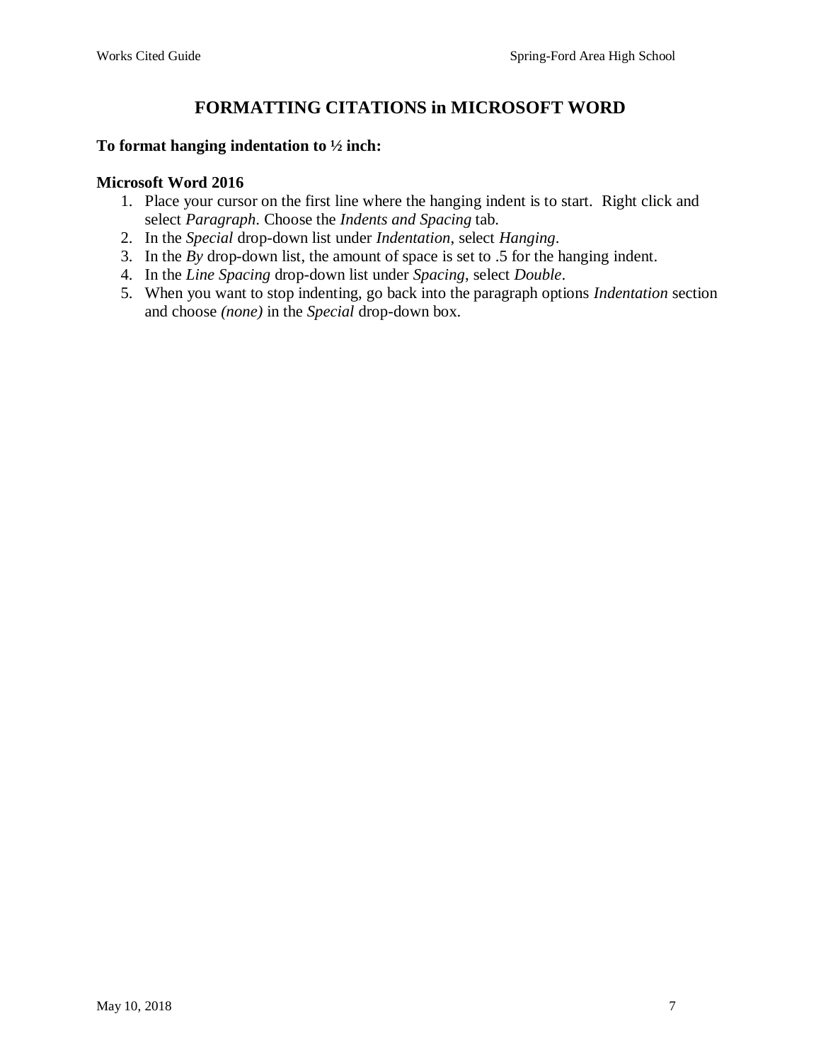# FORMATTING CITATIONS in MICROSOFT WORD

**To format hanging indentation to ½ inch:**

**Microsoft Word 2016**

1. Place your cursor on the first line where the hanging indent is to start. Right click and select *Paragraph*. Choose the *Indents and Spacing* tab.
2. In the *Special* drop-down list under *Indentation*, select *Hanging*.
3. In the *By* drop-down list, the amount of space is set to .5 for the hanging indent.
4. In the *Line Spacing* drop-down list under *Spacing*, select *Double*.
5. When you want to stop indenting, go back into the paragraph options *Indentation* section and choose *(none)* in the *Special* drop-down box.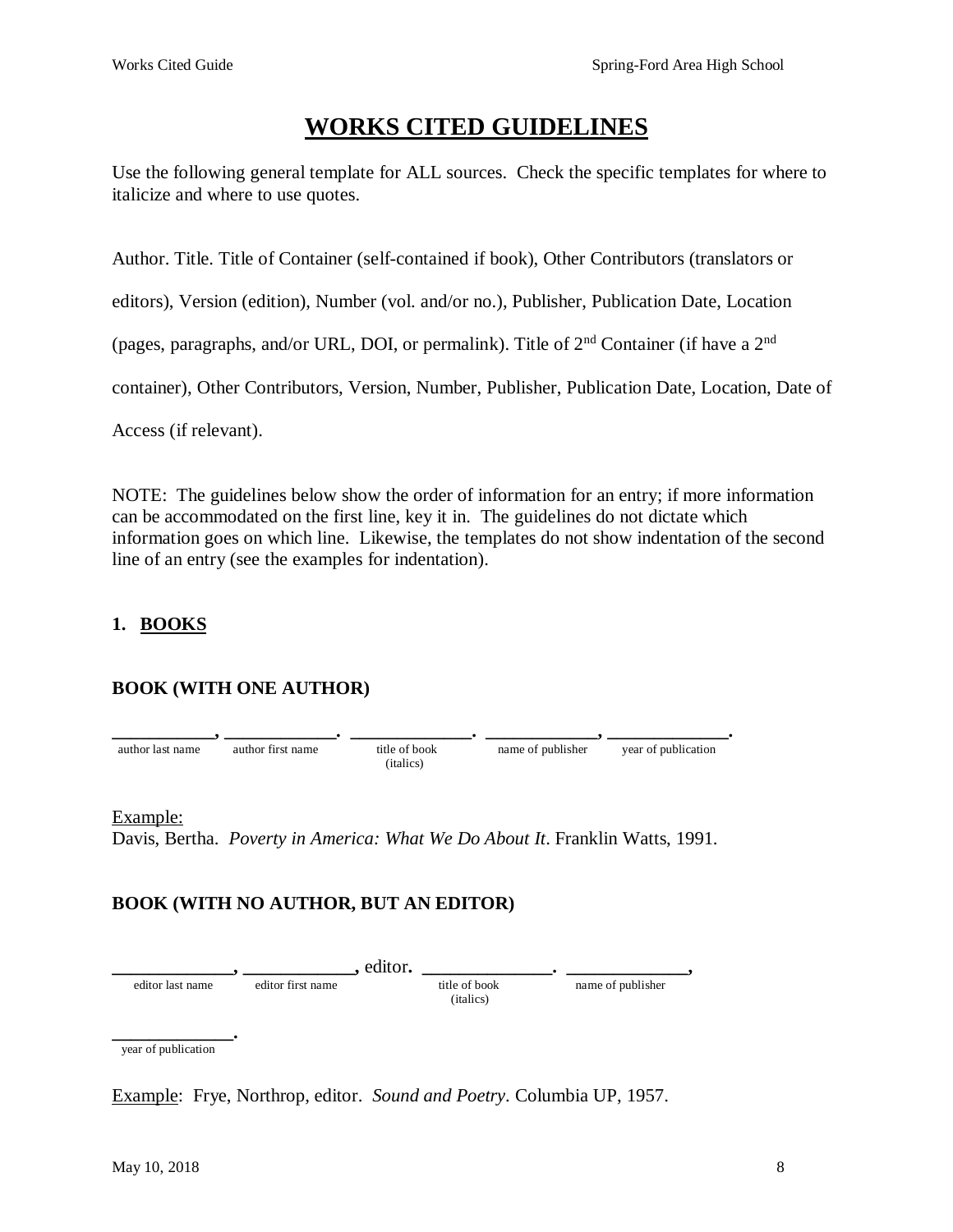# WORKS CITED GUIDELINES

Use the following general template for ALL sources. Check the specific templates for where to italicize and where to use quotes.

Author. Title. Title of Container (self-contained if book), Other Contributors (translators or editors), Version (edition), Number (vol. and/or no.), Publisher, Publication Date, Location (pages, paragraphs, and/or URL, DOI, or permalink). Title of 2nd Container (if have a 2nd container), Other Contributors, Version, Number, Publisher, Publication Date, Location, Date of Access (if relevant).

NOTE: The guidelines below show the order of information for an entry; if more information can be accommodated on the first line, key it in. The guidelines do not dictate which information goes on which line. Likewise, the templates do not show indentation of the second line of an entry (see the examples for indentation).

## 1. BOOKS

### BOOK (WITH ONE AUTHOR)

__________, __________. __________. __________, __________.

author last name, author first name. title of book (italics). name of publisher, year of publication.

Example:
Davis, Bertha. *Poverty in America: What We Do About It*. Franklin Watts, 1991.

### BOOK (WITH NO AUTHOR, BUT AN EDITOR)

__________, __________, editor. __________. __________, __________.

editor last name, editor first name, editor. title of book (italics). name of publisher, year of publication.

Example: Frye, Northrop, editor. *Sound and Poetry*. Columbia UP, 1957.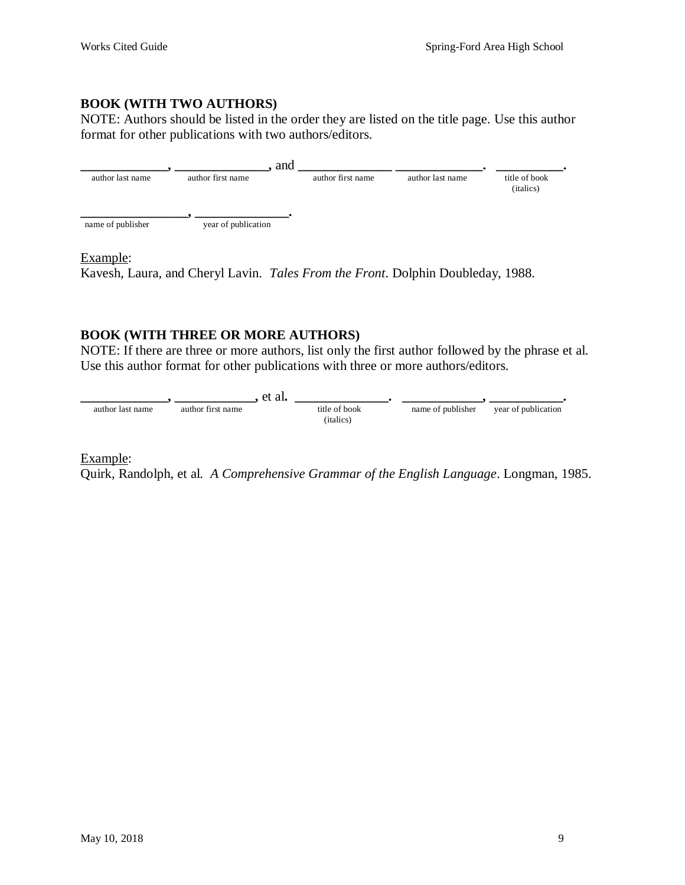**BOOK (WITH TWO AUTHORS)**
NOTE: Authors should be listed in the order they are listed on the title page. Use this author format for other publications with two authors/editors.

______________, ______________, and ______________ ______________. __________.
author last name — author first name — author first name — author last name — title of book (italics)

________________, ______________.
name of publisher — year of publication

Example:
Kavesh, Laura, and Cheryl Lavin. *Tales From the Front*. Dolphin Doubleday, 1988.

**BOOK (WITH THREE OR MORE AUTHORS)**
NOTE: If there are three or more authors, list only the first author followed by the phrase et al. Use this author format for other publications with three or more authors/editors.

_____________, ____________, et al. ______________. ____________, ___________.
author last name — author first name — title of book (italics) — name of publisher — year of publication

Example:
Quirk, Randolph, et al. *A Comprehensive Grammar of the English Language*. Longman, 1985.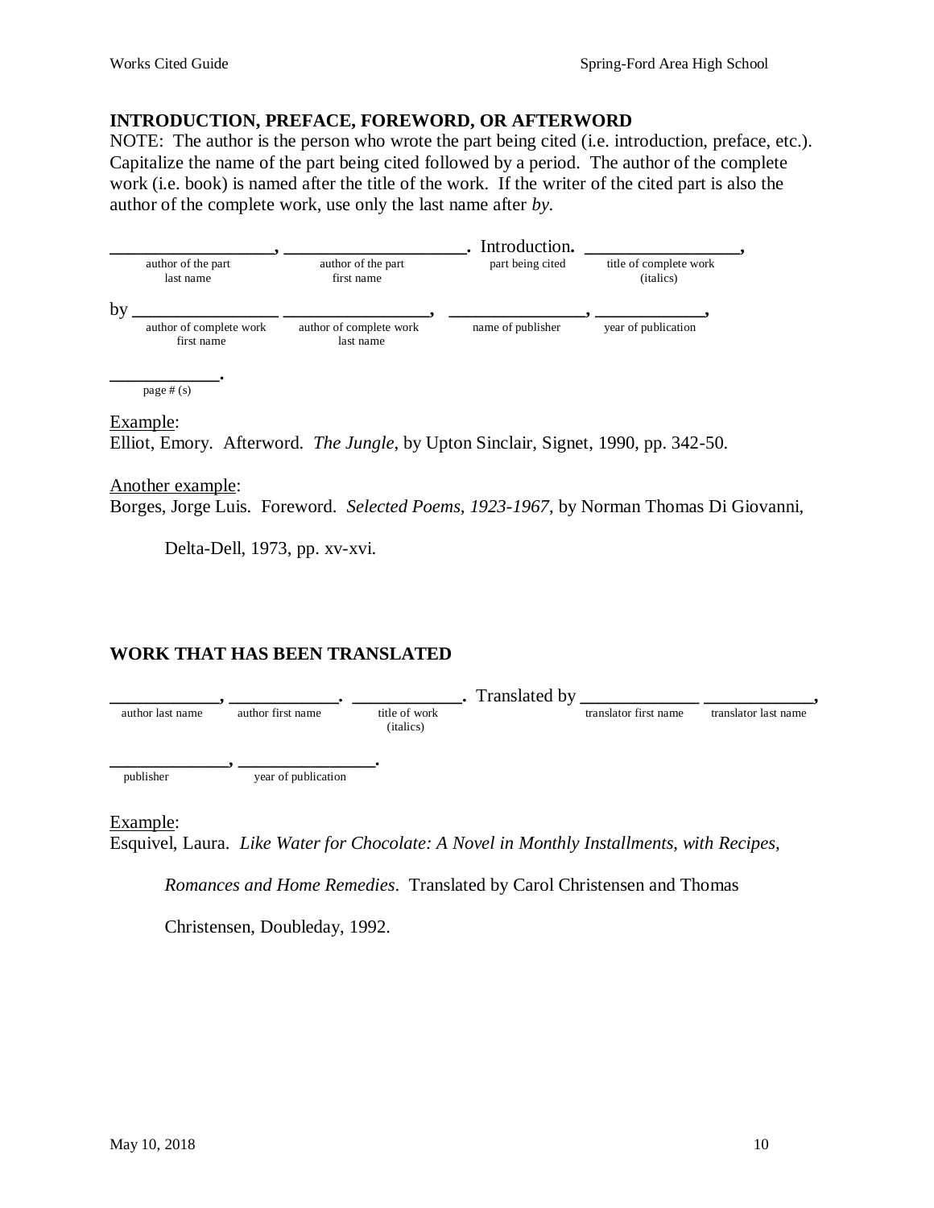## INTRODUCTION, PREFACE, FOREWORD, OR AFTERWORD

NOTE: The author is the person who wrote the part being cited (i.e. introduction, preface, etc.). Capitalize the name of the part being cited followed by a period. The author of the complete work (i.e. book) is named after the title of the work. If the writer of the cited part is also the author of the complete work, use only the last name after *by*.

| ________________, | __________________. | Introduction. | ________________, |
|---|---|---|---|
| author of the part last name | author of the part first name | part being cited | title of complete work (italics) |

| by ______________ | ________________, | ______________, | ___________, |
|---|---|---|---|
| author of complete work first name | author of complete work last name | name of publisher | year of publication |

| __________. |
|---|
| page # (s) |

Example:
Elliot, Emory. Afterword. *The Jungle*, by Upton Sinclair, Signet, 1990, pp. 342-50.

Another example:
Borges, Jorge Luis. Foreword. *Selected Poems, 1923-1967*, by Norman Thomas Di Giovanni, Delta-Dell, 1973, pp. xv-xvi.

## WORK THAT HAS BEEN TRANSLATED

| __________, | __________. | __________. | Translated by ___________ | __________, |
|---|---|---|---|---|
| author last name | author first name | title of work (italics) | translator first name | translator last name |

| ___________, | ______________. |
|---|---|
| publisher | year of publication |

Example:
Esquivel, Laura. *Like Water for Chocolate: A Novel in Monthly Installments, with Recipes, Romances and Home Remedies*. Translated by Carol Christensen and Thomas Christensen, Doubleday, 1992.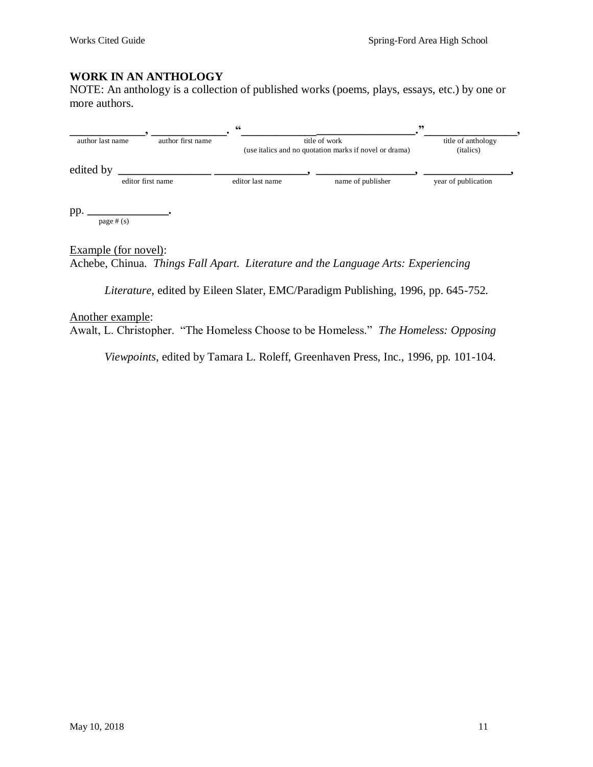## WORK IN AN ANTHOLOGY

NOTE: An anthology is a collection of published works (poems, plays, essays, etc.) by one or more authors.

_____________, _____________. "_____________________________." _______________,
(author last name) (author first name) (title of work — use italics and no quotation marks if novel or drama) (title of anthology — italics)

edited by _______________ _______________, _________________, _______________,
(editor first name) (editor last name) (name of publisher) (year of publication)

pp. _____________.
(page # (s))

<u>Example (for novel)</u>:

Achebe, Chinua. *Things Fall Apart*. *Literature and the Language Arts: Experiencing Literature*, edited by Eileen Slater, EMC/Paradigm Publishing, 1996, pp. 645-752.

<u>Another example</u>:

Awalt, L. Christopher. "The Homeless Choose to be Homeless." *The Homeless: Opposing Viewpoints*, edited by Tamara L. Roleff, Greenhaven Press, Inc., 1996, pp. 101-104.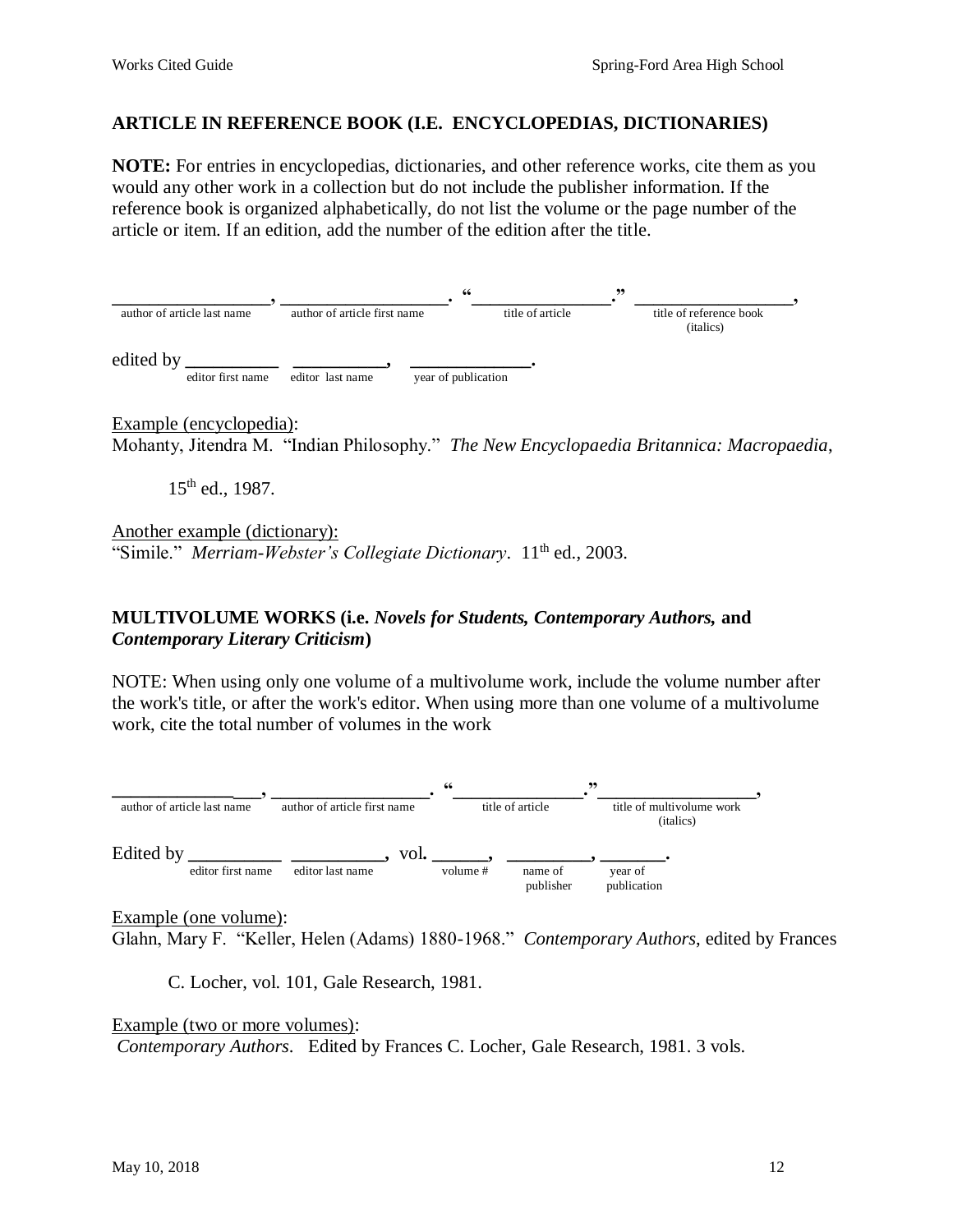## ARTICLE IN REFERENCE BOOK (I.E. ENCYCLOPEDIAS, DICTIONARIES)

**NOTE:** For entries in encyclopedias, dictionaries, and other reference works, cite them as you would any other work in a collection but do not include the publisher information. If the reference book is organized alphabetically, do not list the volume or the page number of the article or item. If an edition, add the number of the edition after the title.

**_________________, __________________. "______________." ________________,**
author of article last name / author of article first name / title of article / title of reference book (italics)

edited by **__________ __________, _____________.**
editor first name / editor last name / year of publication

Example (encyclopedia):
Mohanty, Jitendra M. "Indian Philosophy." *The New Encyclopaedia Britannica: Macropaedia*, 15th ed., 1987.

Another example (dictionary):
"Simile." *Merriam-Webster's Collegiate Dictionary*. 11th ed., 2003.

## MULTIVOLUME WORKS (i.e. *Novels for Students, Contemporary Authors,* and *Contemporary Literary Criticism*)

NOTE: When using only one volume of a multivolume work, include the volume number after the work's title, or after the work's editor. When using more than one volume of a multivolume work, cite the total number of volumes in the work

**________________, _________________. "______________."________________,**
author of article last name / author of article first name / title of article / title of multivolume work (italics)

Edited by **__________ __________,** vol**. ______, _________, _______.**
editor first name / editor last name / volume # / name of publisher / year of publication

Example (one volume):
Glahn, Mary F. "Keller, Helen (Adams) 1880-1968." *Contemporary Authors*, edited by Frances C. Locher, vol. 101, Gale Research, 1981.

Example (two or more volumes):
*Contemporary Authors*. Edited by Frances C. Locher, Gale Research, 1981. 3 vols.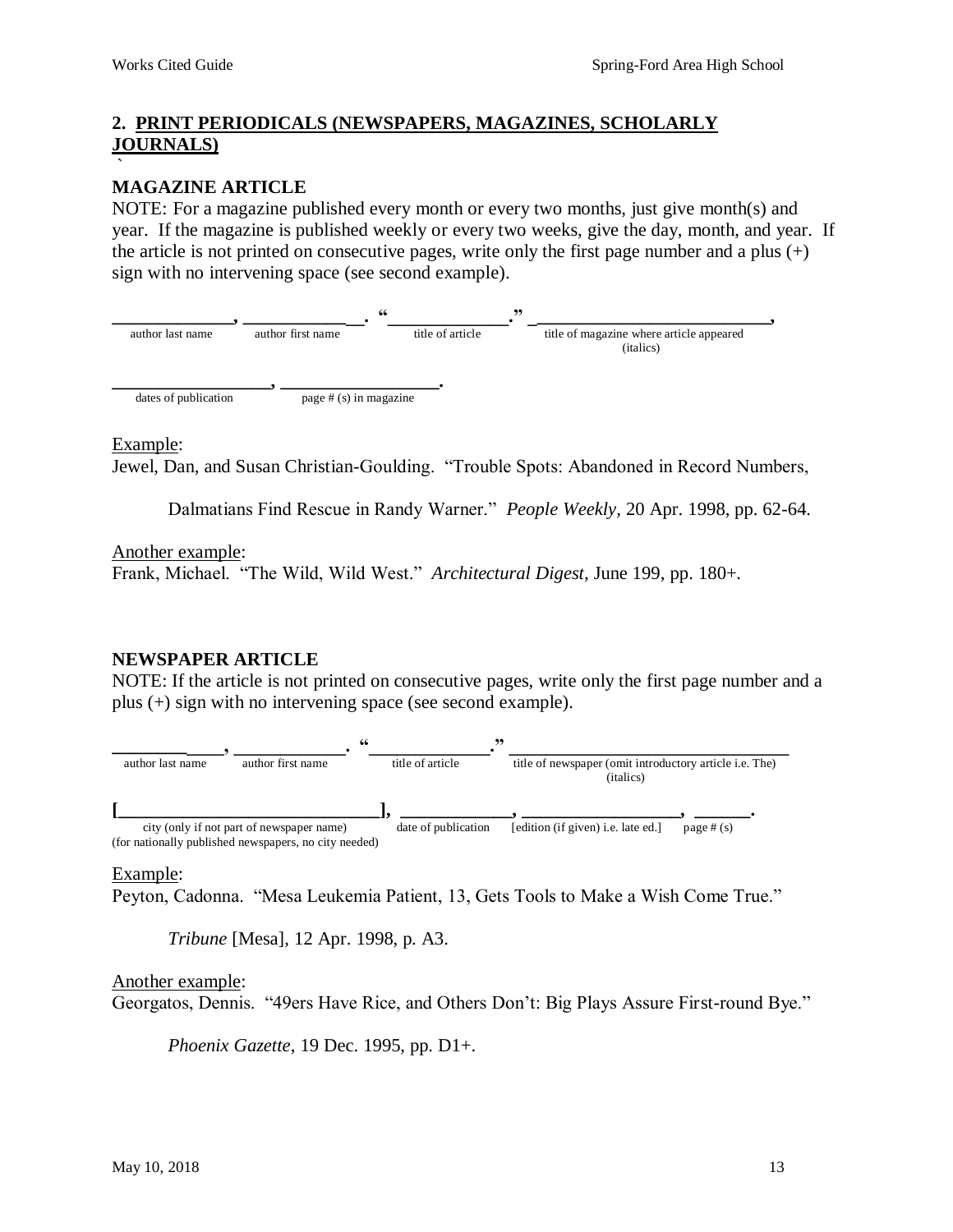## 2. PRINT PERIODICALS (NEWSPAPERS, MAGAZINES, SCHOLARLY JOURNALS)

`

### MAGAZINE ARTICLE

NOTE: For a magazine published every month or every two months, just give month(s) and year. If the magazine is published weekly or every two weeks, give the day, month, and year. If the article is not printed on consecutive pages, write only the first page number and a plus (+) sign with no intervening space (see second example).

**____________, _____________. "____________." _________________________,**

author last name | author first name | title of article | title of magazine where article appeared (italics)

**________________, ________________.**

dates of publication | page # (s) in magazine

Example:

Jewel, Dan, and Susan Christian-Goulding. "Trouble Spots: Abandoned in Record Numbers, Dalmatians Find Rescue in Randy Warner." *People Weekly*, 20 Apr. 1998, pp. 62-64.

Another example:

Frank, Michael. "The Wild, Wild West." *Architectural Digest*, June 199, pp. 180+.

### NEWSPAPER ARTICLE

NOTE: If the article is not printed on consecutive pages, write only the first page number and a plus (+) sign with no intervening space (see second example).

**____________, ____________. "_____________." _______________________________**

author last name | author first name | title of article | title of newspaper (omit introductory article i.e. The) (italics)

**[____________________________], ____________, ________________, ______.**

city (only if not part of newspaper name) (for nationally published newspapers, no city needed) | date of publication | [edition (if given) i.e. late ed.] | page # (s)

Example:

Peyton, Cadonna. "Mesa Leukemia Patient, 13, Gets Tools to Make a Wish Come True." *Tribune* [Mesa], 12 Apr. 1998, p. A3.

Another example:

Georgatos, Dennis. "49ers Have Rice, and Others Don't: Big Plays Assure First-round Bye." *Phoenix Gazette*, 19 Dec. 1995, pp. D1+.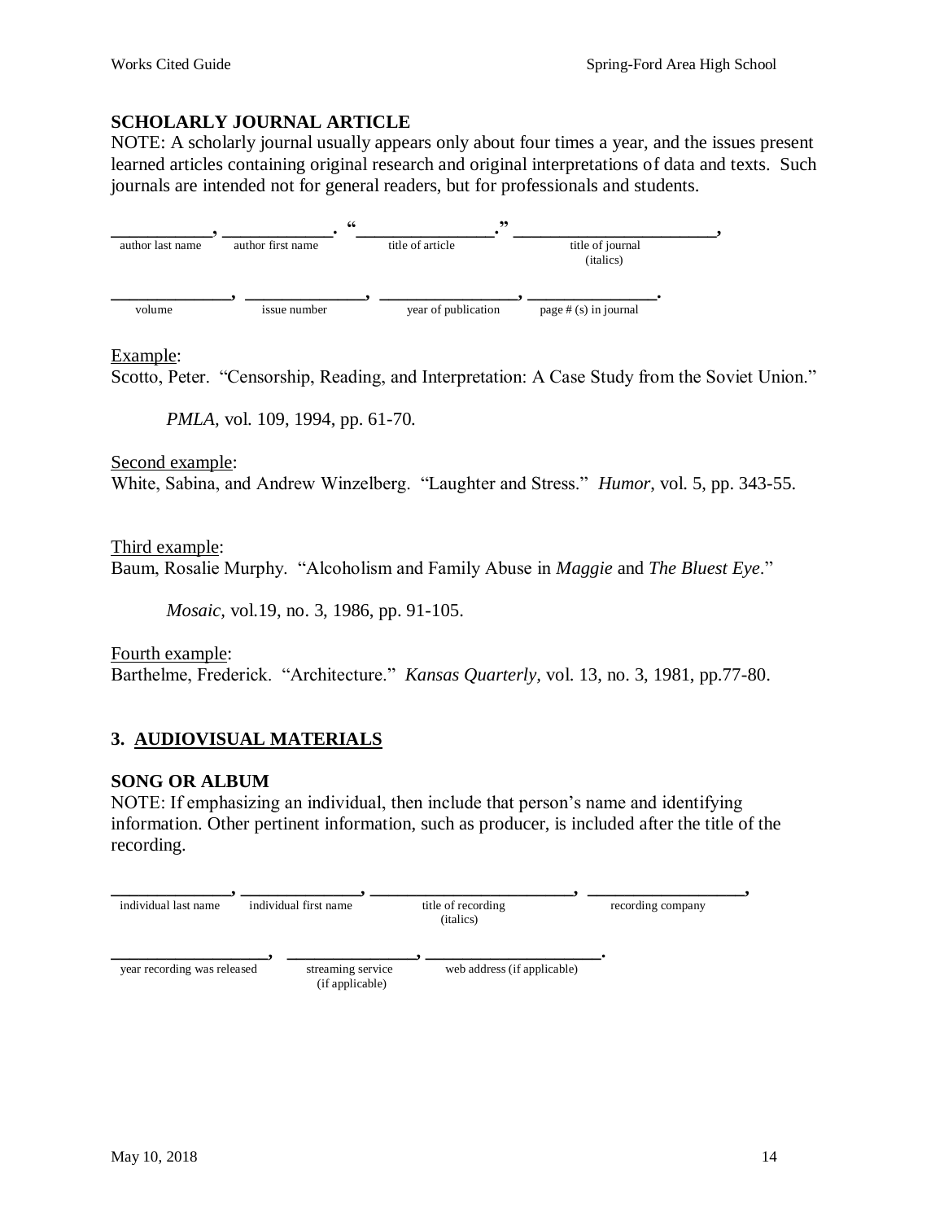### SCHOLARLY JOURNAL ARTICLE

NOTE: A scholarly journal usually appears only about four times a year, and the issues present learned articles containing original research and original interpretations of data and texts. Such journals are intended not for general readers, but for professionals and students.

___________, ____________. "_______________." _____________________,
author last name — author first name — title of article — title of journal (italics)

_____________, _____________, _______________, ______________.
volume — issue number — year of publication — page # (s) in journal

Example:
Scotto, Peter. "Censorship, Reading, and Interpretation: A Case Study from the Soviet Union."

*PMLA*, vol. 109, 1994, pp. 61-70.

Second example:
White, Sabina, and Andrew Winzelberg. "Laughter and Stress." *Humor*, vol. 5, pp. 343-55.

Third example:
Baum, Rosalie Murphy. "Alcoholism and Family Abuse in *Maggie* and *The Bluest Eye*."

*Mosaic*, vol.19, no. 3, 1986, pp. 91-105.

Fourth example:
Barthelme, Frederick. "Architecture." *Kansas Quarterly*, vol. 13, no. 3, 1981, pp.77-80.

## 3. AUDIOVISUAL MATERIALS

### SONG OR ALBUM

NOTE: If emphasizing an individual, then include that person's name and identifying information. Other pertinent information, such as producer, is included after the title of the recording.

_____________, _____________, ______________________, _________________,
individual last name — individual first name — title of recording (italics) — recording company

_________________, ______________, ___________________.
year recording was released — streaming service (if applicable) — web address (if applicable)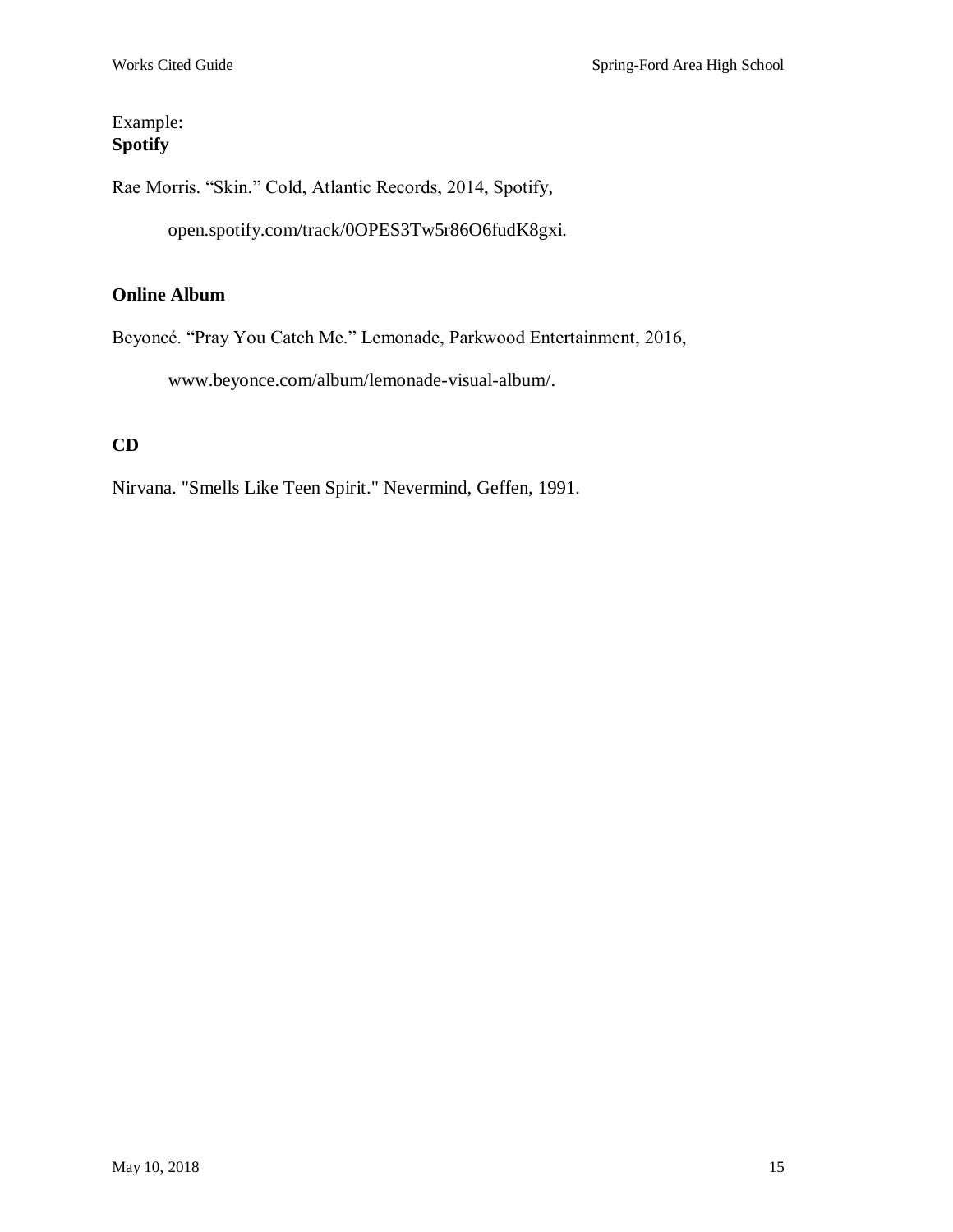Example:
**Spotify**

Rae Morris. “Skin.” Cold, Atlantic Records, 2014, Spotify,

open.spotify.com/track/0OPES3Tw5r86O6fudK8gxi.

**Online Album**

Beyoncé. “Pray You Catch Me.” Lemonade, Parkwood Entertainment, 2016,

www.beyonce.com/album/lemonade-visual-album/.

**CD**

Nirvana. "Smells Like Teen Spirit." Nevermind, Geffen, 1991.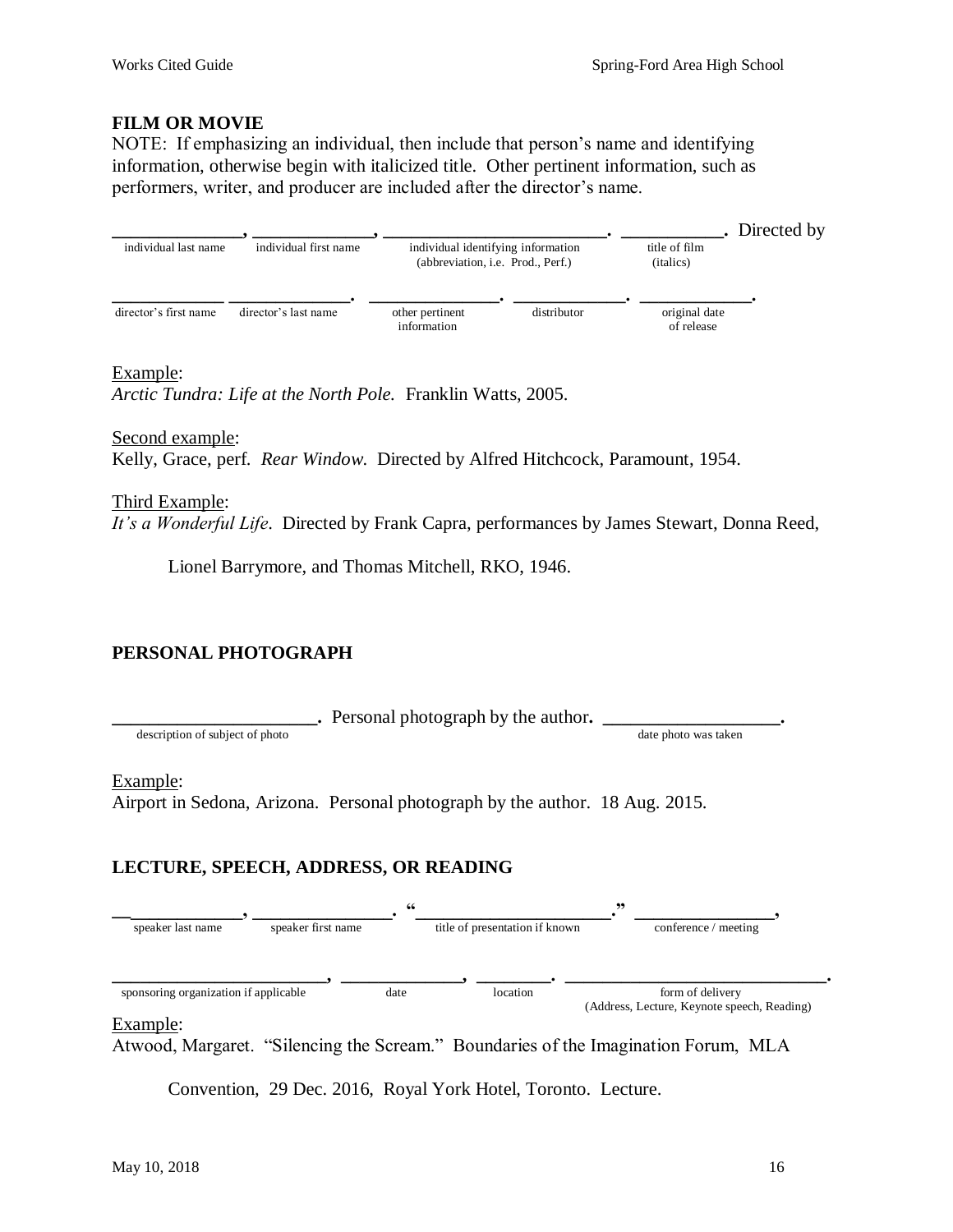**FILM OR MOVIE**

NOTE: If emphasizing an individual, then include that person's name and identifying information, otherwise begin with italicized title. Other pertinent information, such as performers, writer, and producer are included after the director's name.

______________, _____________, ________________________. ___________. Directed by
individual last name — individual first name — individual identifying information (abbreviation, i.e. Prod., Perf.) — title of film (italics)

____________ _____________. ______________. ____________. ____________.
director's first name — director's last name — other pertinent information — distributor — original date of release

Example:
*Arctic Tundra: Life at the North Pole.* Franklin Watts, 2005.

Second example:
Kelly, Grace, perf. *Rear Window.* Directed by Alfred Hitchcock, Paramount, 1954.

Third Example:
*It's a Wonderful Life.* Directed by Frank Capra, performances by James Stewart, Donna Reed,

Lionel Barrymore, and Thomas Mitchell, RKO, 1946.

**PERSONAL PHOTOGRAPH**

_____________________. Personal photograph by the author. __________________.
description of subject of photo — date photo was taken

Example:
Airport in Sedona, Arizona. Personal photograph by the author. 18 Aug. 2015.

**LECTURE, SPEECH, ADDRESS, OR READING**

____________, _______________. "_____________________." _______________,
speaker last name — speaker first name — title of presentation if known — conference / meeting

_________________________, _____________, ________. ____________________________.
sponsoring organization if applicable — date — location — form of delivery (Address, Lecture, Keynote speech, Reading)

Example:
Atwood, Margaret. "Silencing the Scream." Boundaries of the Imagination Forum, MLA

Convention, 29 Dec. 2016, Royal York Hotel, Toronto. Lecture.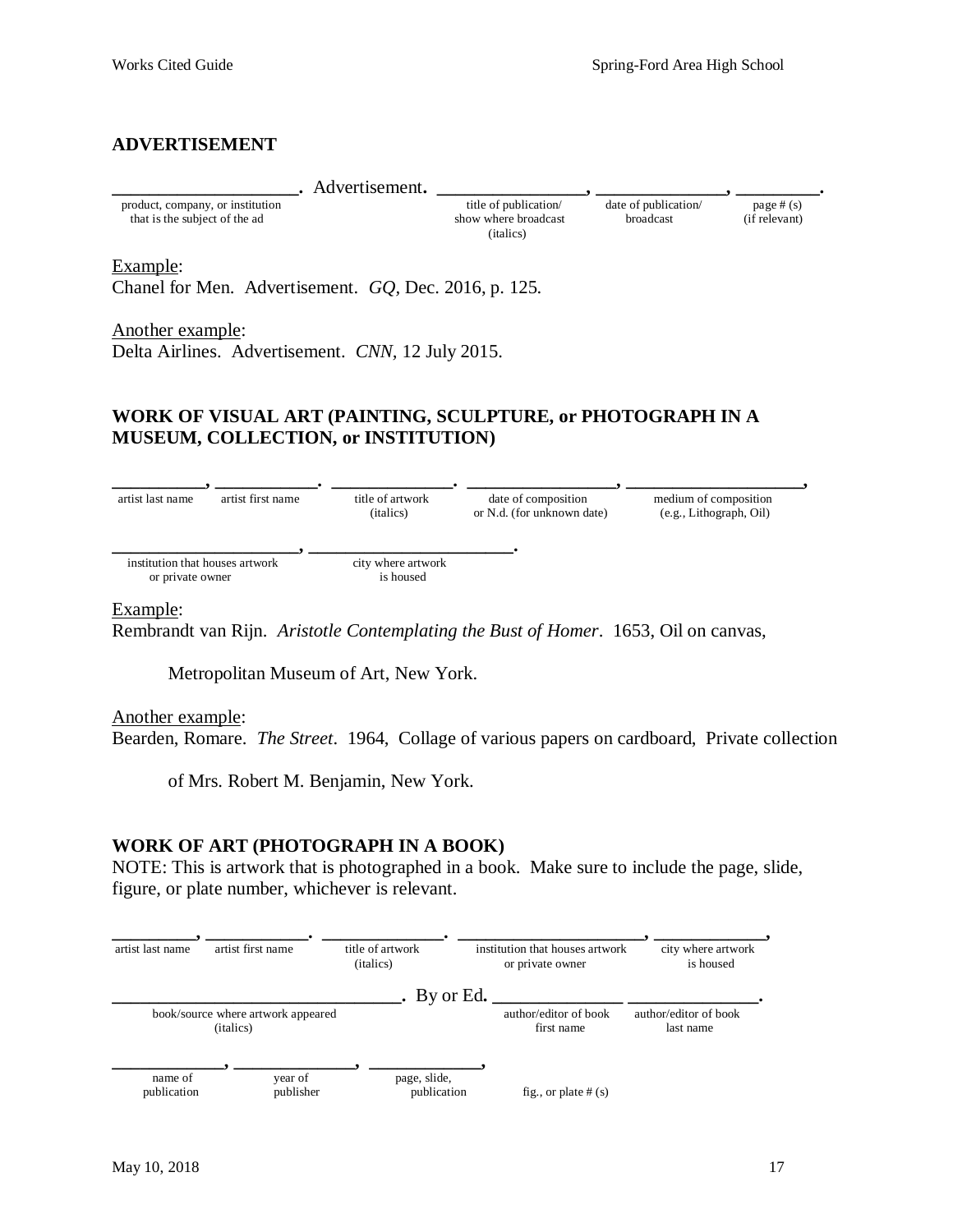## ADVERTISEMENT

____________________. Advertisement. ________________, ______________, _________.

| product, company, or institution that is the subject of the ad | title of publication/ show where broadcast (italics) | date of publication/ broadcast | page # (s) (if relevant) |
|---|---|---|---|

Example:
Chanel for Men. Advertisement. *GQ*, Dec. 2016, p. 125.

Another example:
Delta Airlines. Advertisement. *CNN*, 12 July 2015.

## WORK OF VISUAL ART (PAINTING, SCULPTURE, or PHOTOGRAPH IN A MUSEUM, COLLECTION, or INSTITUTION)

__________, ___________. ______________. _________________, ____________________,

| artist last name | artist first name | title of artwork (italics) | date of composition or N.d. (for unknown date) | medium of composition (e.g., Lithograph, Oil) |
|---|---|---|---|---|

_____________________, ______________________.

| institution that houses artwork or private owner | city where artwork is housed |
|---|---|

Example:
Rembrandt van Rijn. *Aristotle Contemplating the Bust of Homer*. 1653, Oil on canvas,

Metropolitan Museum of Art, New York.

Another example:
Bearden, Romare. *The Street*. 1964, Collage of various papers on cardboard, Private collection

of Mrs. Robert M. Benjamin, New York.

## WORK OF ART (PHOTOGRAPH IN A BOOK)

NOTE: This is artwork that is photographed in a book. Make sure to include the page, slide, figure, or plate number, whichever is relevant.

_________, ___________. ______________. ______________________, ____________,

| artist last name | artist first name | title of artwork (italics) | institution that houses artwork or private owner | city where artwork is housed |
|---|---|---|---|---|

_________________________________. By or Ed. _______________ _______________.

| book/source where artwork appeared (italics) | author/editor of book first name | author/editor of book last name |
|---|---|---|

____________, _____________, _____________,

| name of publication | year of publisher | page, slide, publication | fig., or plate # (s) |
|---|---|---|---|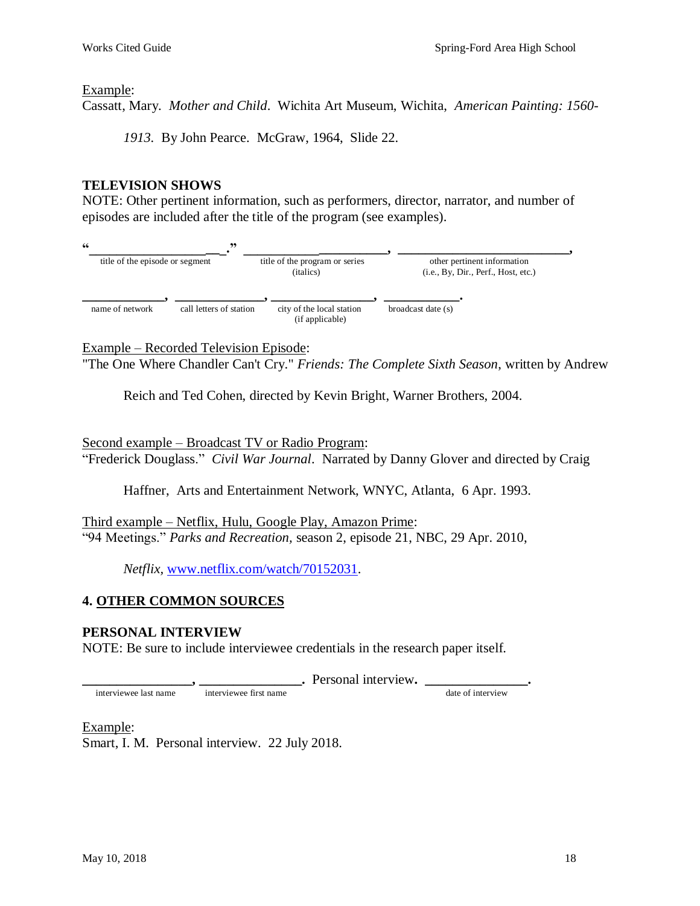Example:
Cassatt, Mary. *Mother and Child*. Wichita Art Museum, Wichita, *American Painting: 1560-1913*. By John Pearce. McGraw, 1964, Slide 22.

**TELEVISION SHOWS**
NOTE: Other pertinent information, such as performers, director, narrator, and number of episodes are included after the title of the program (see examples).

"________________________." ______________________, ________________________________,
title of the episode or segment — title of the program or series (italics) — other pertinent information (i.e., By, Dir., Perf., Host, etc.)

____________, _____________, ________________, ___________.
name of network — call letters of station — city of the local station (if applicable) — broadcast date (s)

Example – Recorded Television Episode:
"The One Where Chandler Can't Cry." *Friends: The Complete Sixth Season*, written by Andrew Reich and Ted Cohen, directed by Kevin Bright, Warner Brothers, 2004.

Second example – Broadcast TV or Radio Program:
"Frederick Douglass." *Civil War Journal*. Narrated by Danny Glover and directed by Craig Haffner, Arts and Entertainment Network, WNYC, Atlanta, 6 Apr. 1993.

Third example – Netflix, Hulu, Google Play, Amazon Prime:
"94 Meetings." *Parks and Recreation,* season 2, episode 21, NBC, 29 Apr. 2010, *Netflix*, www.netflix.com/watch/70152031.

## 4. OTHER COMMON SOURCES

**PERSONAL INTERVIEW**
NOTE: Be sure to include interviewee credentials in the research paper itself.

_______________, ______________. Personal interview. ______________.
interviewee last name — interviewee first name — date of interview

Example:
Smart, I. M. Personal interview. 22 July 2018.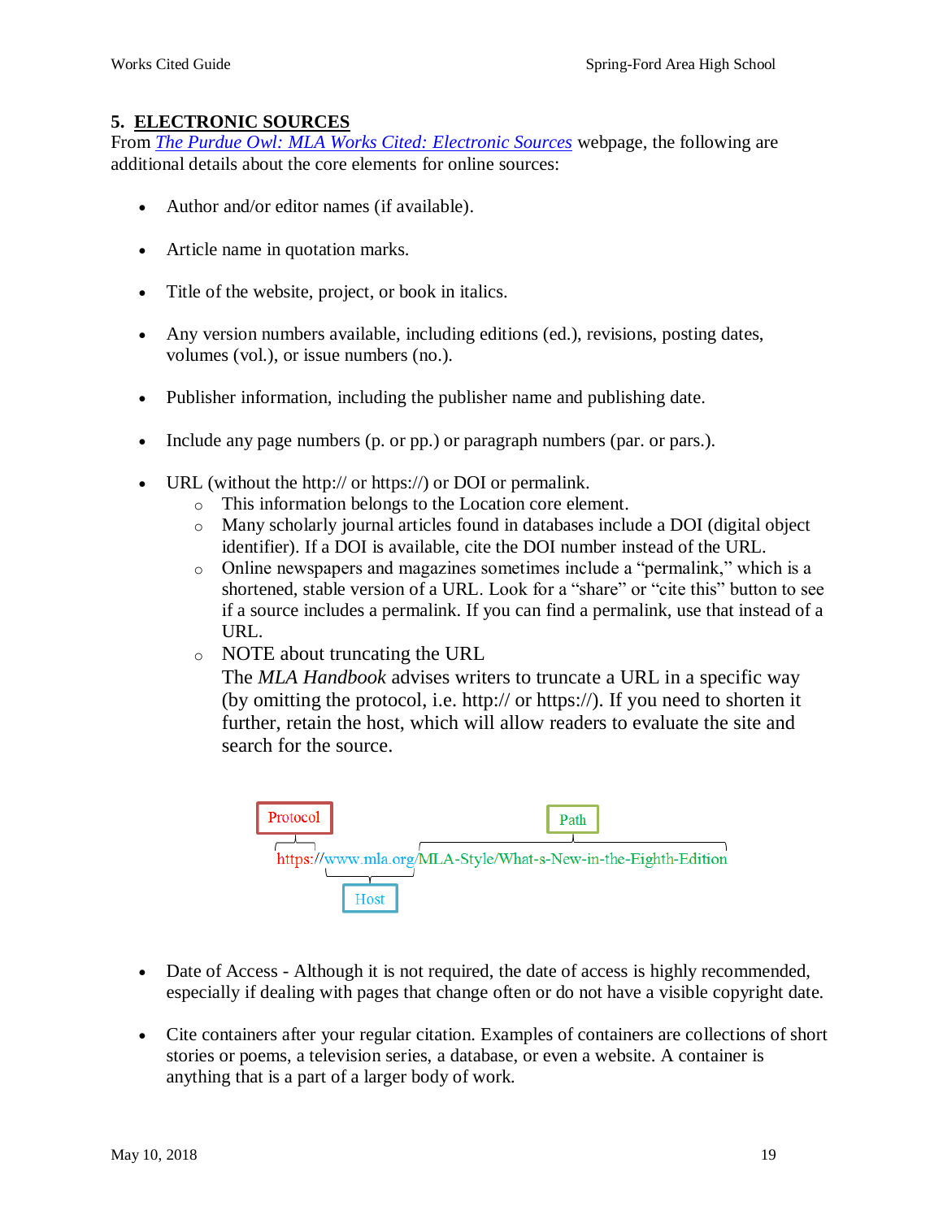## 5. <u>ELECTRONIC SOURCES</u>

From *The Purdue Owl: MLA Works Cited: Electronic Sources* webpage, the following are additional details about the core elements for online sources:

- Author and/or editor names (if available).
- Article name in quotation marks.
- Title of the website, project, or book in italics.
- Any version numbers available, including editions (ed.), revisions, posting dates, volumes (vol.), or issue numbers (no.).
- Publisher information, including the publisher name and publishing date.
- Include any page numbers (p. or pp.) or paragraph numbers (par. or pars.).
- URL (without the http:// or https://) or DOI or permalink.
    - This information belongs to the Location core element.
    - Many scholarly journal articles found in databases include a DOI (digital object identifier). If a DOI is available, cite the DOI number instead of the URL.
    - Online newspapers and magazines sometimes include a "permalink," which is a shortened, stable version of a URL. Look for a "share" or "cite this" button to see if a source includes a permalink. If you can find a permalink, use that instead of a URL.
    - NOTE about truncating the URL
      The *MLA Handbook* advises writers to truncate a URL in a specific way (by omitting the protocol, i.e. http:// or https://). If you need to shorten it further, retain the host, which will allow readers to evaluate the site and search for the source.

Protocol | Path

https://www.mla.org/MLA-Style/What-s-New-in-the-Eighth-Edition

Host

- Date of Access - Although it is not required, the date of access is highly recommended, especially if dealing with pages that change often or do not have a visible copyright date.
- Cite containers after your regular citation. Examples of containers are collections of short stories or poems, a television series, a database, or even a website. A container is anything that is a part of a larger body of work.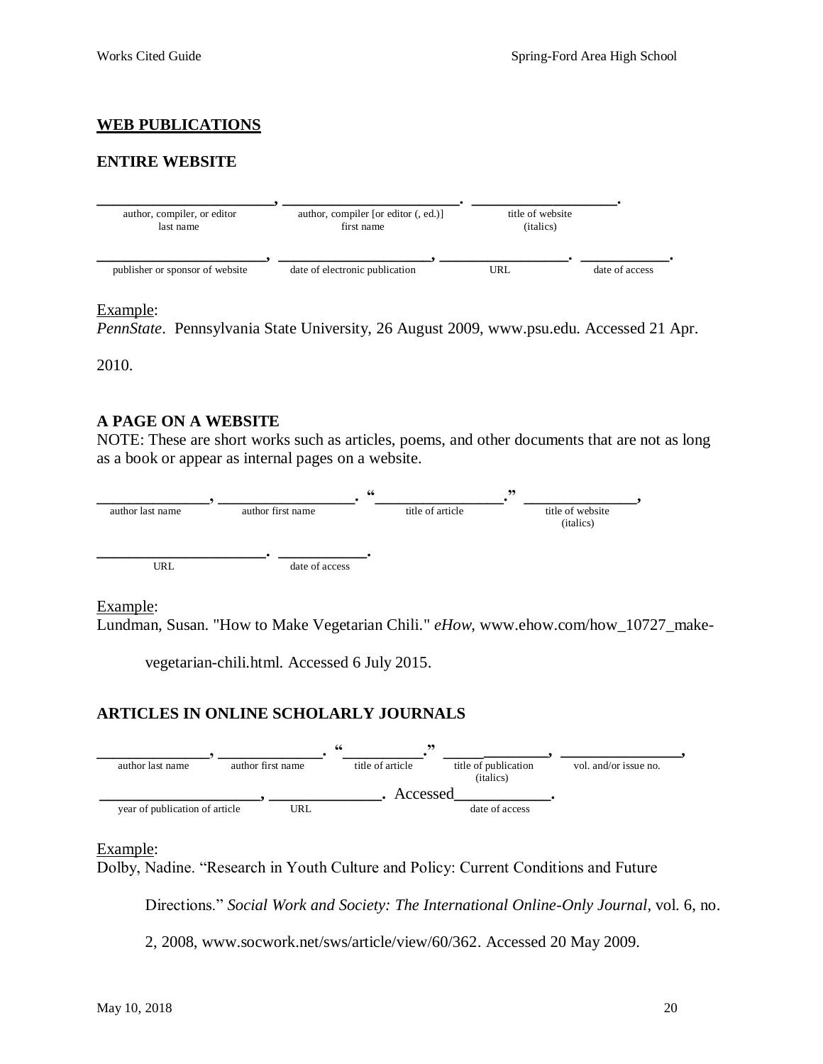## WEB PUBLICATIONS

### ENTIRE WEBSITE

| ______________________, | ______________________. | __________________. |
|---|---|---|
| author, compiler, or editor last name | author, compiler [or editor (, ed.)] first name | title of website (italics) |

| ____________________, | ___________________, | _______________. | ___________. |
|---|---|---|---|
| publisher or sponsor of website | date of electronic publication | URL | date of access |

Example:
*PennState*. Pennsylvania State University, 26 August 2009, www.psu.edu. Accessed 21 Apr. 2010.

### A PAGE ON A WEBSITE

NOTE: These are short works such as articles, poems, and other documents that are not as long as a book or appear as internal pages on a website.

| _____________, | _________________. | "_______________." | ______________, |
|---|---|---|---|
| author last name | author first name | title of article | title of website (italics) |

| ____________________. | __________. |
|---|---|
| URL | date of access |

Example:
Lundman, Susan. "How to Make Vegetarian Chili." *eHow*, www.ehow.com/how_10727_make-vegetarian-chili.html. Accessed 6 July 2015.

### ARTICLES IN ONLINE SCHOLARLY JOURNALS

| _____________, | ____________. | "_________." | _____________, | ______________, |
|---|---|---|---|---|
| author last name | author first name | title of article | title of publication (italics) | vol. and/or issue no. |

| ___________________, | _____________. | Accessed___________. |
|---|---|---|
| year of publication of article | URL | date of access |

Example:
Dolby, Nadine. "Research in Youth Culture and Policy: Current Conditions and Future Directions." *Social Work and Society: The International Online-Only Journal,* vol. 6, no. 2, 2008, www.socwork.net/sws/article/view/60/362. Accessed 20 May 2009.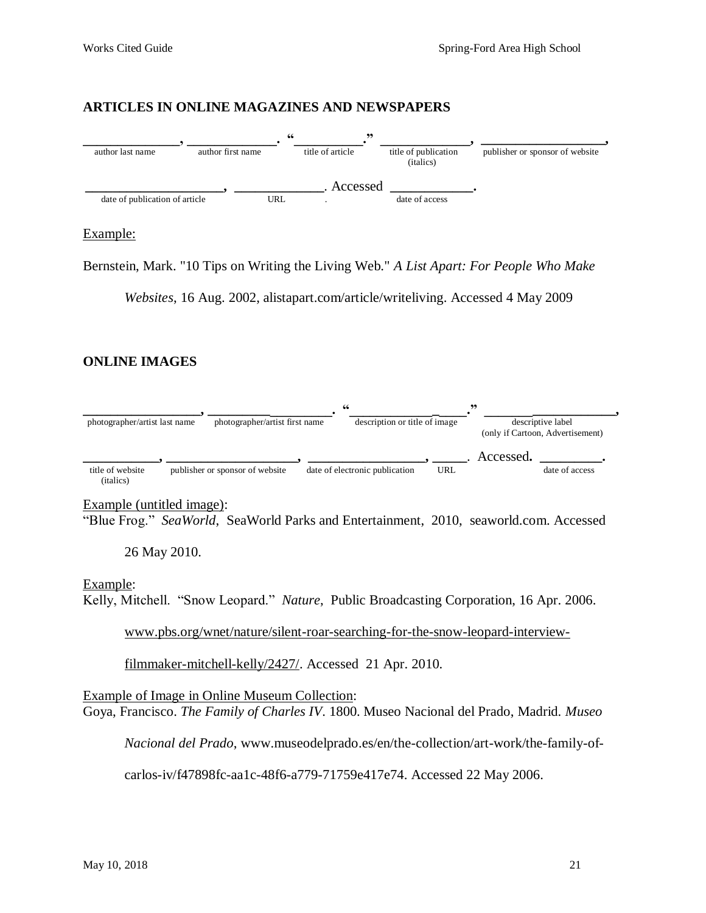## ARTICLES IN ONLINE MAGAZINES AND NEWSPAPERS

| ______________, | ____________. | "_________." | ____________, | ________________, |
|---|---|---|---|---|
| author last name | author first name | title of article | title of publication (italics) | publisher or sponsor of website |

| ___________________, | ____________. Accessed | ___________. |
|---|---|---|
| date of publication of article | URL | date of access |

Example:

Bernstein, Mark. "10 Tips on Writing the Living Web." *A List Apart: For People Who Make Websites*, 16 Aug. 2002, alistapart.com/article/writeliving. Accessed 4 May 2009

## ONLINE IMAGES

| ________________, | _________________. | "________________." | ___________________, |
|---|---|---|---|
| photographer/artist last name | photographer/artist first name | description or title of image | descriptive label (only if Cartoon, Advertisement) |

| __________, | __________________, | ________________, | _____. Accessed. | ________. |
|---|---|---|---|---|
| title of website (italics) | publisher or sponsor of website | date of electronic publication | URL | date of access |

Example (untitled image):

"Blue Frog." *SeaWorld*, SeaWorld Parks and Entertainment, 2010, seaworld.com. Accessed 26 May 2010.

Example:

Kelly, Mitchell. "Snow Leopard." *Nature*, Public Broadcasting Corporation, 16 Apr. 2006. www.pbs.org/wnet/nature/silent-roar-searching-for-the-snow-leopard-interview-filmmaker-mitchell-kelly/2427/. Accessed 21 Apr. 2010.

Example of Image in Online Museum Collection:

Goya, Francisco. *The Family of Charles IV*. 1800. Museo Nacional del Prado, Madrid. *Museo Nacional del Prado*, www.museodelprado.es/en/the-collection/art-work/the-family-of-carlos-iv/f47898fc-aa1c-48f6-a779-71759e417e74. Accessed 22 May 2006.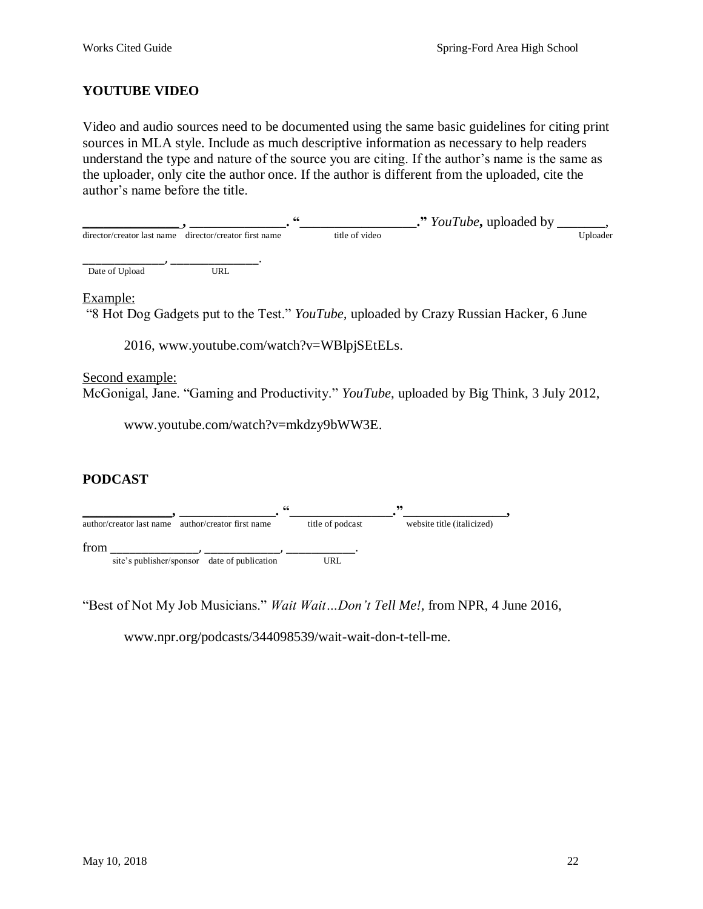## YOUTUBE VIDEO

Video and audio sources need to be documented using the same basic guidelines for citing print sources in MLA style. Include as much descriptive information as necessary to help readers understand the type and nature of the source you are citing. If the author's name is the same as the uploader, only cite the author once. If the author is different from the uploaded, cite the author's name before the title.

**______________, ______________. "_________________."** *YouTube***,** uploaded by _______,

director/creator last name — director/creator first name — title of video — Uploader

_____________, ______________.

Date of Upload — URL

Example:

"8 Hot Dog Gadgets put to the Test." *YouTube,* uploaded by Crazy Russian Hacker, 6 June 2016, www.youtube.com/watch?v=WBlpjSEtELs.

Second example:

McGonigal, Jane. "Gaming and Productivity." *YouTube*, uploaded by Big Think, 3 July 2012, www.youtube.com/watch?v=mkdzy9bWW3E.

## PODCAST

**_____________, ______________. "_______________."_______________,**

author/creator last name — author/creator first name — title of podcast — website title (italicized)

from ______________, ____________, ___________.

site's publisher/sponsor — date of publication — URL

"Best of Not My Job Musicians." *Wait Wait…Don't Tell Me!,* from NPR, 4 June 2016, www.npr.org/podcasts/344098539/wait-wait-don-t-tell-me.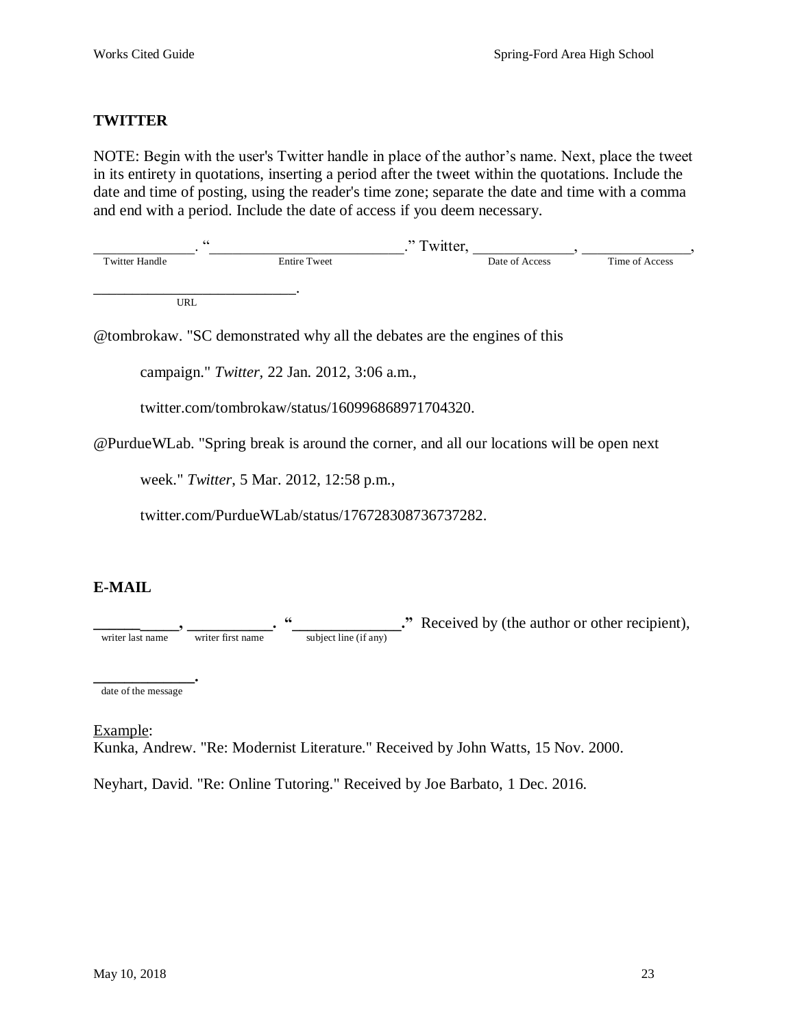## TWITTER

NOTE: Begin with the user's Twitter handle in place of the author's name. Next, place the tweet in its entirety in quotations, inserting a period after the tweet within the quotations. Include the date and time of posting, using the reader's time zone; separate the date and time with a comma and end with a period. Include the date of access if you deem necessary.

_____________ (Twitter Handle). "_________________________ (Entire Tweet)." Twitter, _____________ (Date of Access), ______________ (Time of Access), ___________________________ (URL).

@tombrokaw. "SC demonstrated why all the debates are the engines of this campaign." *Twitter*, 22 Jan. 2012, 3:06 a.m., twitter.com/tombrokaw/status/160996868971704320.

@PurdueWLab. "Spring break is around the corner, and all our locations will be open next week." *Twitter*, 5 Mar. 2012, 12:58 p.m., twitter.com/PurdueWLab/status/176728308736737282.

## E-MAIL

**___________ (writer last name), ___________ (writer first name). "______________ (subject line (if any))."** Received by (the author or other recipient), **_____________ (date of the message).**

Example:

Kunka, Andrew. "Re: Modernist Literature." Received by John Watts, 15 Nov. 2000.

Neyhart, David. "Re: Online Tutoring." Received by Joe Barbato, 1 Dec. 2016.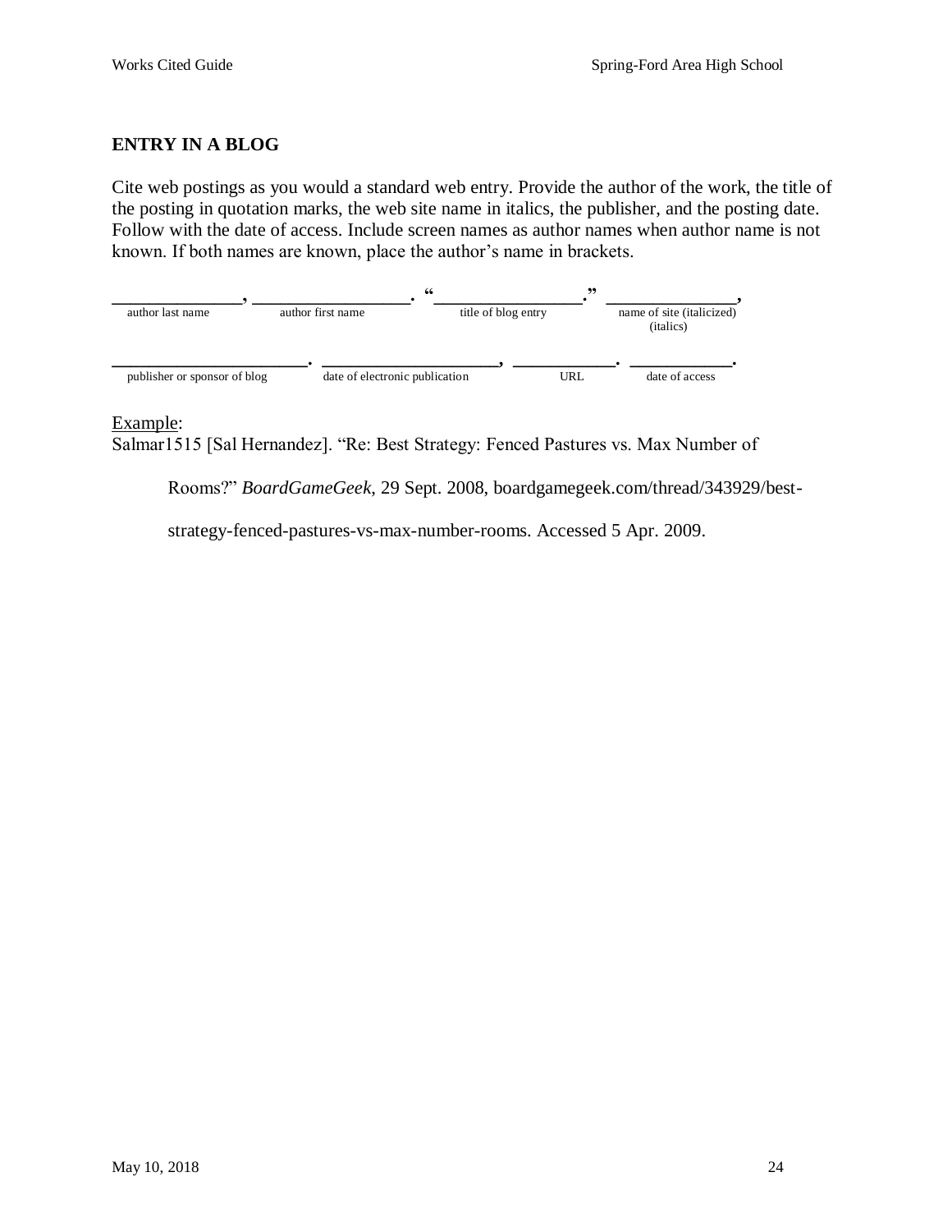## ENTRY IN A BLOG

Cite web postings as you would a standard web entry. Provide the author of the work, the title of the posting in quotation marks, the web site name in italics, the publisher, and the posting date. Follow with the date of access. Include screen names as author names when author name is not known. If both names are known, place the author's name in brackets.

______________, ________________. "_______________." ______________,
author last name — author first name — title of blog entry — name of site (italicized) (italics)

____________________. __________________, __________. __________.
publisher or sponsor of blog — date of electronic publication — URL — date of access

Example:

Salmar1515 [Sal Hernandez]. "Re: Best Strategy: Fenced Pastures vs. Max Number of Rooms?" *BoardGameGeek*, 29 Sept. 2008, boardgamegeek.com/thread/343929/best-strategy-fenced-pastures-vs-max-number-rooms. Accessed 5 Apr. 2009.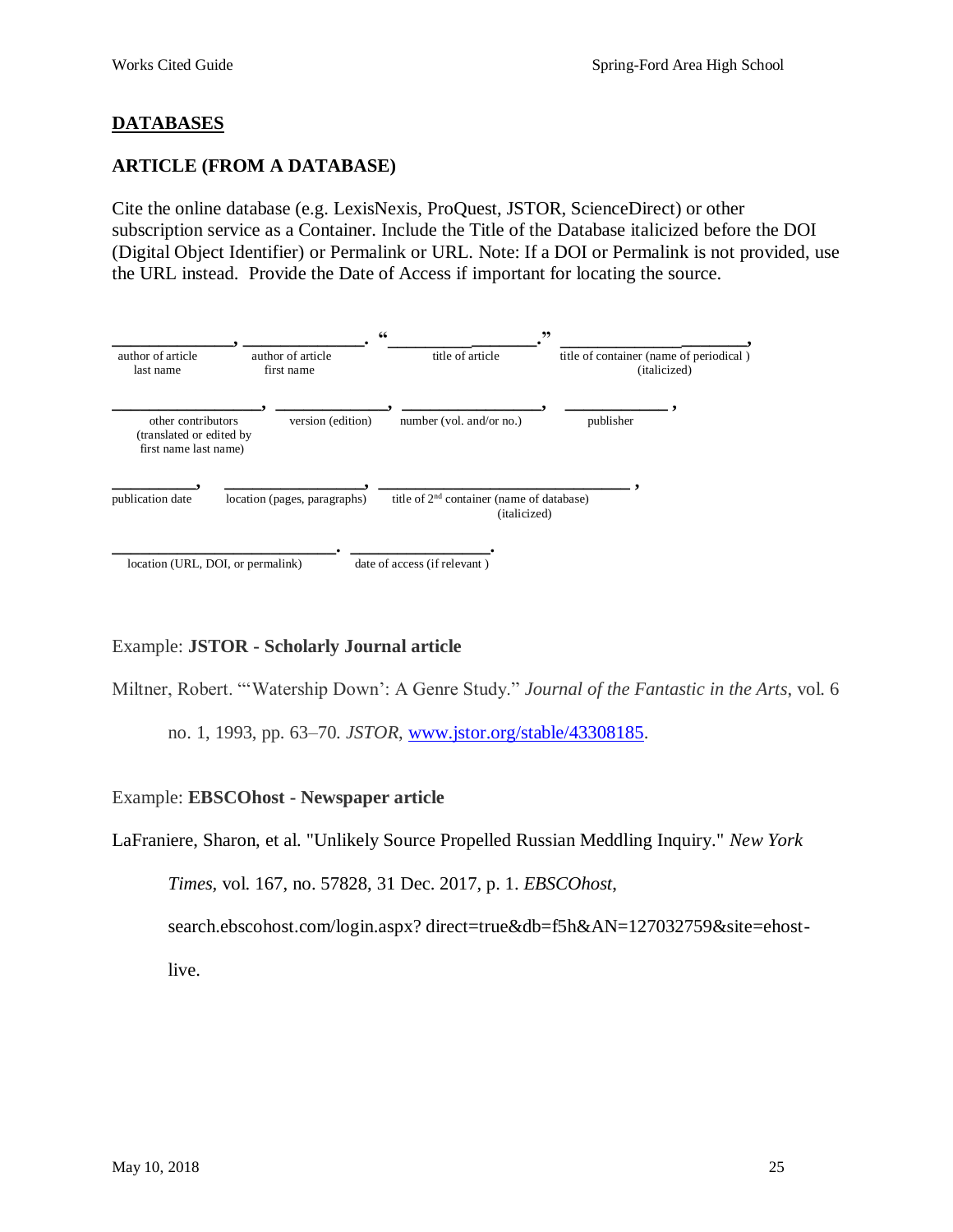## DATABASES

### ARTICLE (FROM A DATABASE)

Cite the online database (e.g. LexisNexis, ProQuest, JSTOR, ScienceDirect) or other subscription service as a Container. Include the Title of the Database italicized before the DOI (Digital Object Identifier) or Permalink or URL. Note: If a DOI or Permalink is not provided, use the URL instead. Provide the Date of Access if important for locating the source.

______________, ______________. "________________." ______________________,

| author of article last name | author of article first name | title of article | title of container (name of periodical) (italicized) |
|---|---|---|---|

__________________, _____________, _________________, ____________ ,

| other contributors (translated or edited by first name last name) | version (edition) | number (vol. and/or no.) | publisher |
|---|---|---|---|

__________, _________________, _____________________________ ,

| publication date | location (pages, paragraphs) | title of 2nd container (name of database) (italicized) |
|---|---|---|

__________________________. ________________.

| location (URL, DOI, or permalink) | date of access (if relevant) |
|---|---|

Example: **JSTOR - Scholarly Journal article**

Miltner, Robert. "'Watership Down': A Genre Study." *Journal of the Fantastic in the Arts*, vol. 6 no. 1, 1993, pp. 63–70. *JSTOR*, www.jstor.org/stable/43308185.

Example: **EBSCOhost - Newspaper article**

LaFraniere, Sharon, et al. "Unlikely Source Propelled Russian Meddling Inquiry." *New York Times*, vol. 167, no. 57828, 31 Dec. 2017, p. 1. *EBSCOhost*, search.ebscohost.com/login.aspx? direct=true&db=f5h&AN=127032759&site=ehost-live.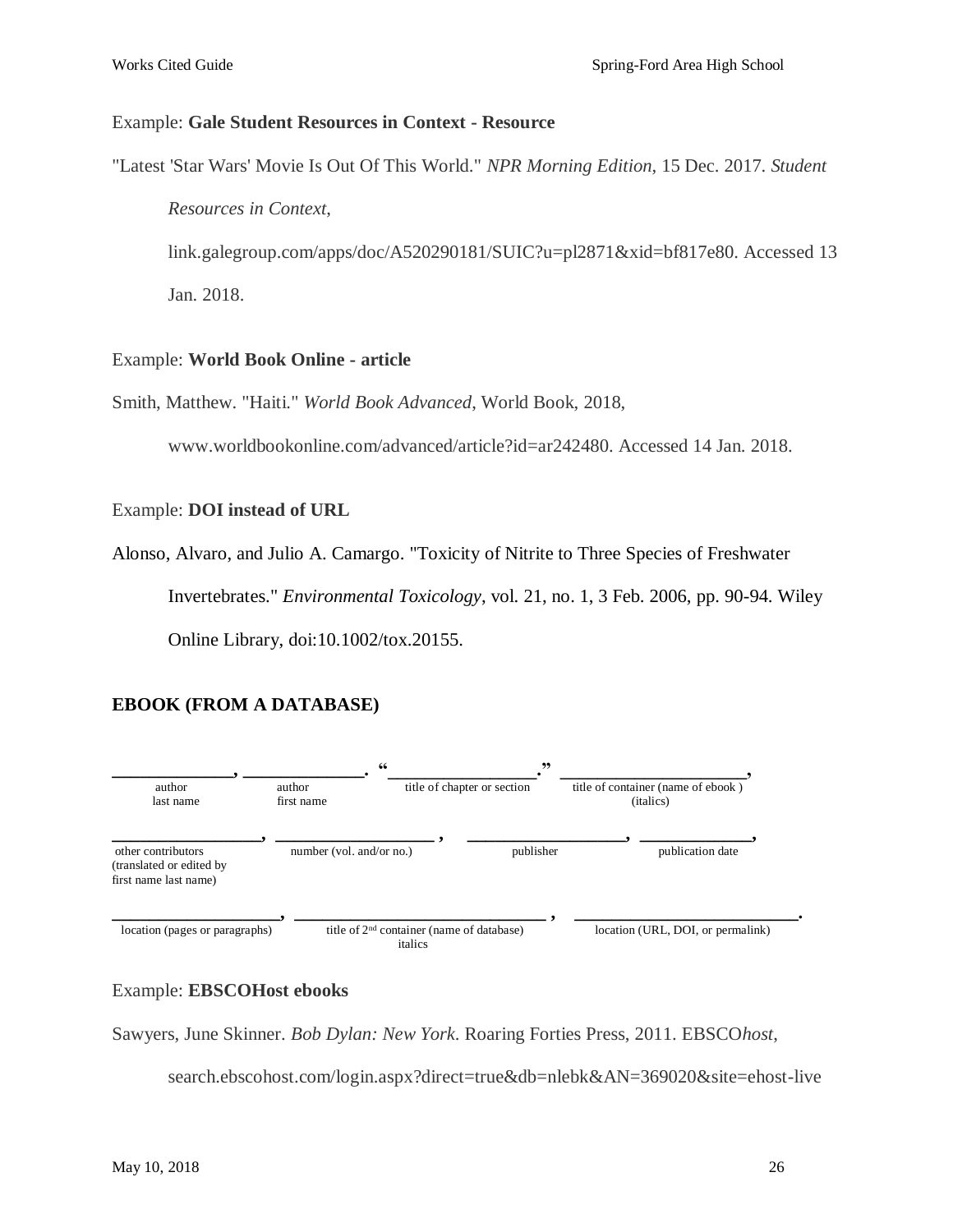Example: **Gale Student Resources in Context - Resource**

"Latest 'Star Wars' Movie Is Out Of This World." *NPR Morning Edition*, 15 Dec. 2017. *Student Resources in Context*, link.galegroup.com/apps/doc/A520290181/SUIC?u=pl2871&xid=bf817e80. Accessed 13 Jan. 2018.

Example: **World Book Online - article**

Smith, Matthew. "Haiti." *World Book Advanced*, World Book, 2018, www.worldbookonline.com/advanced/article?id=ar242480. Accessed 14 Jan. 2018.

Example: **DOI instead of URL**

Alonso, Alvaro, and Julio A. Camargo. "Toxicity of Nitrite to Three Species of Freshwater Invertebrates." *Environmental Toxicology*, vol. 21, no. 1, 3 Feb. 2006, pp. 90-94. Wiley Online Library, doi:10.1002/tox.20155.

**EBOOK (FROM A DATABASE)**

\_\_\_\_\_\_\_\_\_\_\_\_\_, \_\_\_\_\_\_\_\_\_\_\_\_\_. "\_\_\_\_\_\_\_\_\_\_\_\_\_\_\_\_." \_\_\_\_\_\_\_\_\_\_\_\_\_\_\_\_\_\_\_\_\_,
author last name | author first name | title of chapter or section | title of container (name of ebook) (italics)

\_\_\_\_\_\_\_\_\_\_\_\_\_\_\_\_\_, \_\_\_\_\_\_\_\_\_\_\_\_\_\_\_\_\_\_\_, \_\_\_\_\_\_\_\_\_\_\_\_\_\_\_\_\_\_, \_\_\_\_\_\_\_\_\_\_\_\_\_,
other contributors (translated or edited by first name last name) | number (vol. and/or no.) | publisher | publication date

\_\_\_\_\_\_\_\_\_\_\_\_\_\_\_\_\_\_\_, \_\_\_\_\_\_\_\_\_\_\_\_\_\_\_\_\_\_\_\_\_\_\_\_\_\_\_\_\_\_, \_\_\_\_\_\_\_\_\_\_\_\_\_\_\_\_\_\_\_\_\_\_\_\_\_.
location (pages or paragraphs) | title of 2nd container (name of database) italics | location (URL, DOI, or permalink)

Example: **EBSCOHost ebooks**

Sawyers, June Skinner. *Bob Dylan: New York*. Roaring Forties Press, 2011. EBSCO*host*, search.ebscohost.com/login.aspx?direct=true&db=nlebk&AN=369020&site=ehost-live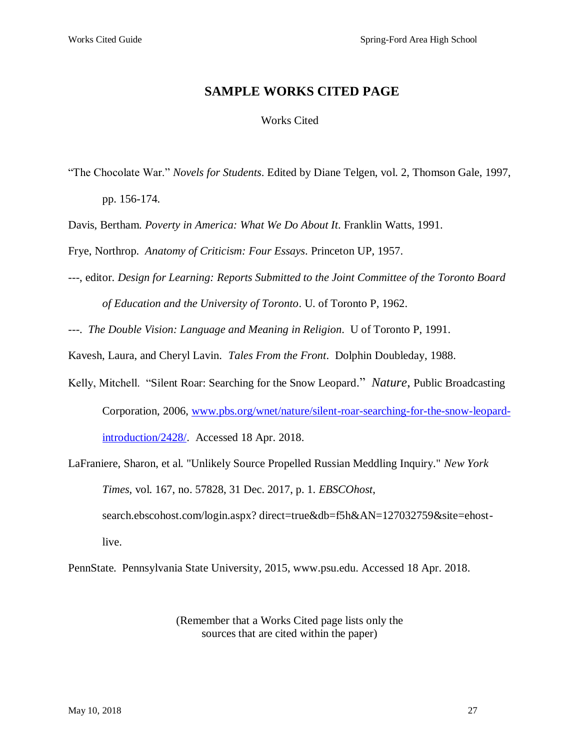## SAMPLE WORKS CITED PAGE

Works Cited

"The Chocolate War." *Novels for Students*. Edited by Diane Telgen, vol. 2, Thomson Gale, 1997, pp. 156-174.

Davis, Bertham. *Poverty in America: What We Do About It*. Franklin Watts, 1991.

Frye, Northrop. *Anatomy of Criticism: Four Essays*. Princeton UP, 1957.

---, editor. *Design for Learning: Reports Submitted to the Joint Committee of the Toronto Board of Education and the University of Toronto*. U. of Toronto P, 1962.

---. *The Double Vision: Language and Meaning in Religion*. U of Toronto P, 1991.

Kavesh, Laura, and Cheryl Lavin. *Tales From the Front*. Dolphin Doubleday, 1988.

Kelly, Mitchell. "Silent Roar: Searching for the Snow Leopard." *Nature*, Public Broadcasting Corporation, 2006, www.pbs.org/wnet/nature/silent-roar-searching-for-the-snow-leopard-introduction/2428/. Accessed 18 Apr. 2018.

LaFraniere, Sharon, et al. "Unlikely Source Propelled Russian Meddling Inquiry." *New York Times,* vol. 167, no. 57828, 31 Dec. 2017, p. 1. *EBSCOhost*, search.ebscohost.com/login.aspx? direct=true&db=f5h&AN=127032759&site=ehost-live.

PennState. Pennsylvania State University, 2015, www.psu.edu. Accessed 18 Apr. 2018.

(Remember that a Works Cited page lists only the sources that are cited within the paper)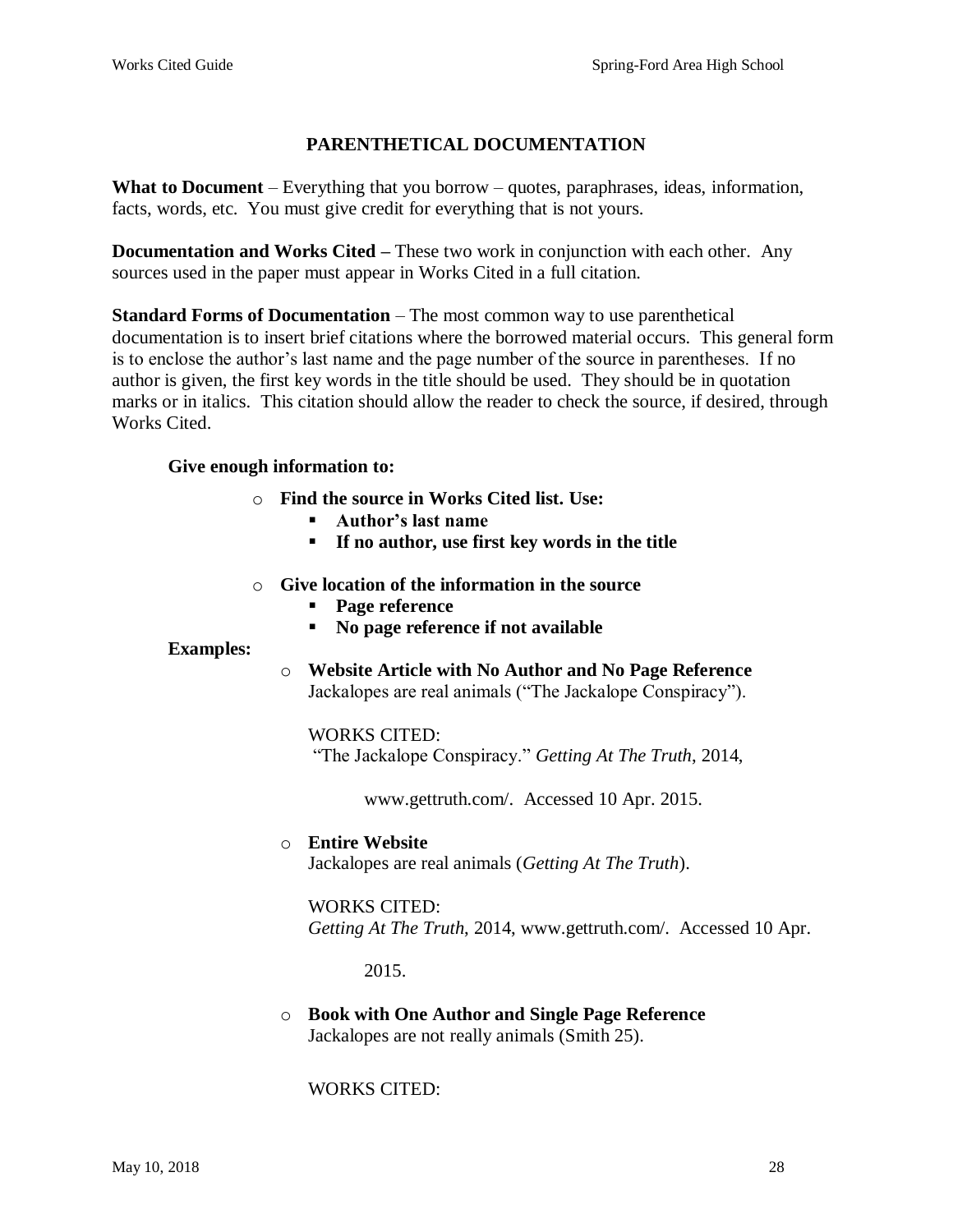## PARENTHETICAL DOCUMENTATION

**What to Document** – Everything that you borrow – quotes, paraphrases, ideas, information, facts, words, etc. You must give credit for everything that is not yours.

**Documentation and Works Cited –** These two work in conjunction with each other. Any sources used in the paper must appear in Works Cited in a full citation.

**Standard Forms of Documentation** – The most common way to use parenthetical documentation is to insert brief citations where the borrowed material occurs. This general form is to enclose the author's last name and the page number of the source in parentheses. If no author is given, the first key words in the title should be used. They should be in quotation marks or in italics. This citation should allow the reader to check the source, if desired, through Works Cited.

**Give enough information to:**

- **Find the source in Works Cited list. Use:**
  - **Author's last name**
  - **If no author, use first key words in the title**
- **Give location of the information in the source**
  - **Page reference**
  - **No page reference if not available**

**Examples:**

- **Website Article with No Author and No Page Reference**
  Jackalopes are real animals ("The Jackalope Conspiracy").

  WORKS CITED:
  "The Jackalope Conspiracy." *Getting At The Truth*, 2014,

  www.gettruth.com/. Accessed 10 Apr. 2015.

- **Entire Website**
  Jackalopes are real animals (*Getting At The Truth*).

  WORKS CITED:
  *Getting At The Truth*, 2014, www.gettruth.com/. Accessed 10 Apr.

  2015.

- **Book with One Author and Single Page Reference**
  Jackalopes are not really animals (Smith 25).

  WORKS CITED: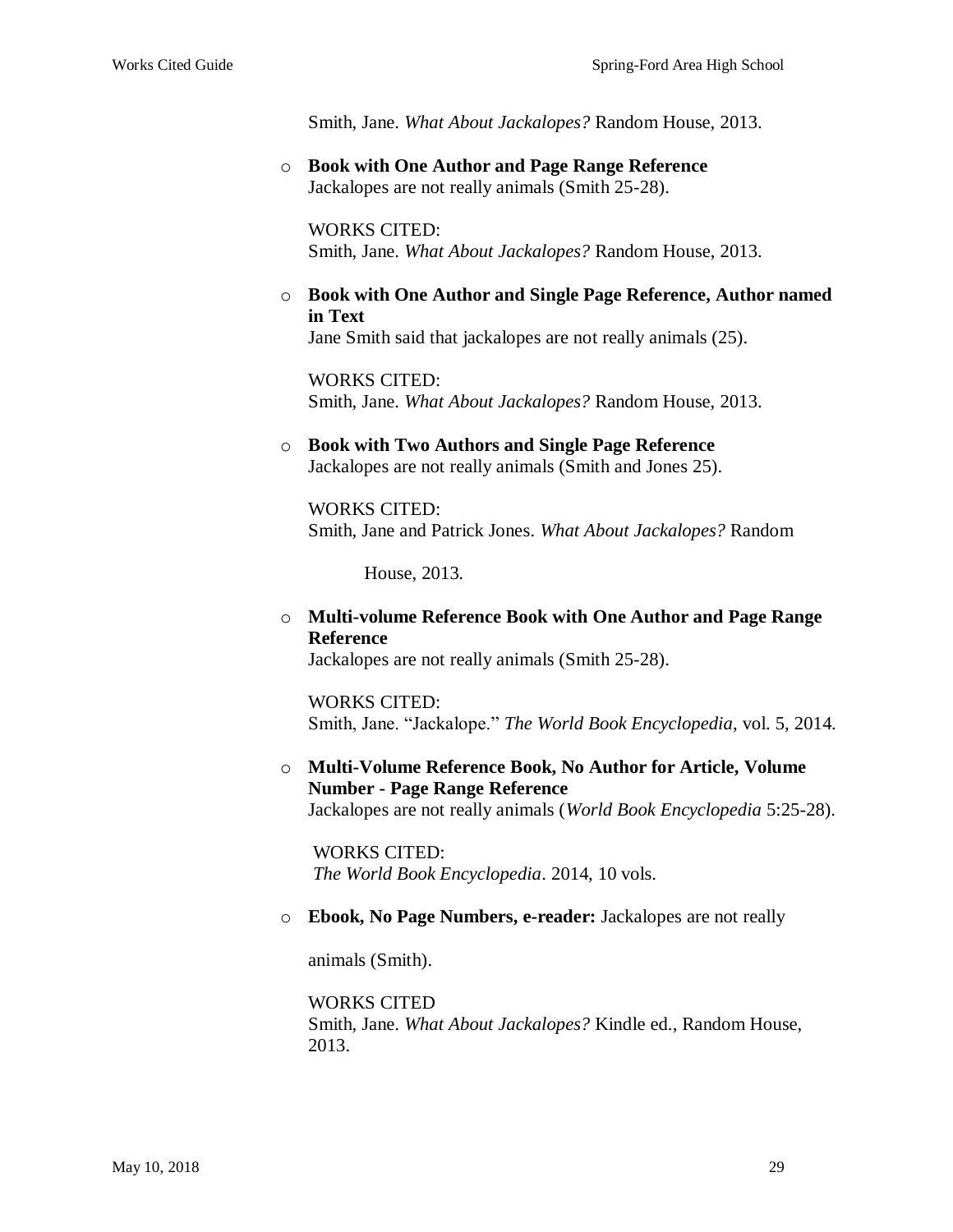Smith, Jane. *What About Jackalopes?* Random House, 2013.

- **Book with One Author and Page Range Reference**
  Jackalopes are not really animals (Smith 25-28).

  WORKS CITED:
  Smith, Jane. *What About Jackalopes?* Random House, 2013.

- **Book with One Author and Single Page Reference, Author named in Text**
  Jane Smith said that jackalopes are not really animals (25).

  WORKS CITED:
  Smith, Jane. *What About Jackalopes?* Random House, 2013.

- **Book with Two Authors and Single Page Reference**
  Jackalopes are not really animals (Smith and Jones 25).

  WORKS CITED:
  Smith, Jane and Patrick Jones. *What About Jackalopes?* Random House, 2013.

- **Multi-volume Reference Book with One Author and Page Range Reference**
  Jackalopes are not really animals (Smith 25-28).

  WORKS CITED:
  Smith, Jane. "Jackalope." *The World Book Encyclopedia*, vol. 5, 2014.

- **Multi-Volume Reference Book, No Author for Article, Volume Number - Page Range Reference**
  Jackalopes are not really animals (*World Book Encyclopedia* 5:25-28).

  WORKS CITED:
  *The World Book Encyclopedia*. 2014, 10 vols.

- **Ebook, No Page Numbers, e-reader:** Jackalopes are not really animals (Smith).

  WORKS CITED
  Smith, Jane. *What About Jackalopes?* Kindle ed., Random House, 2013.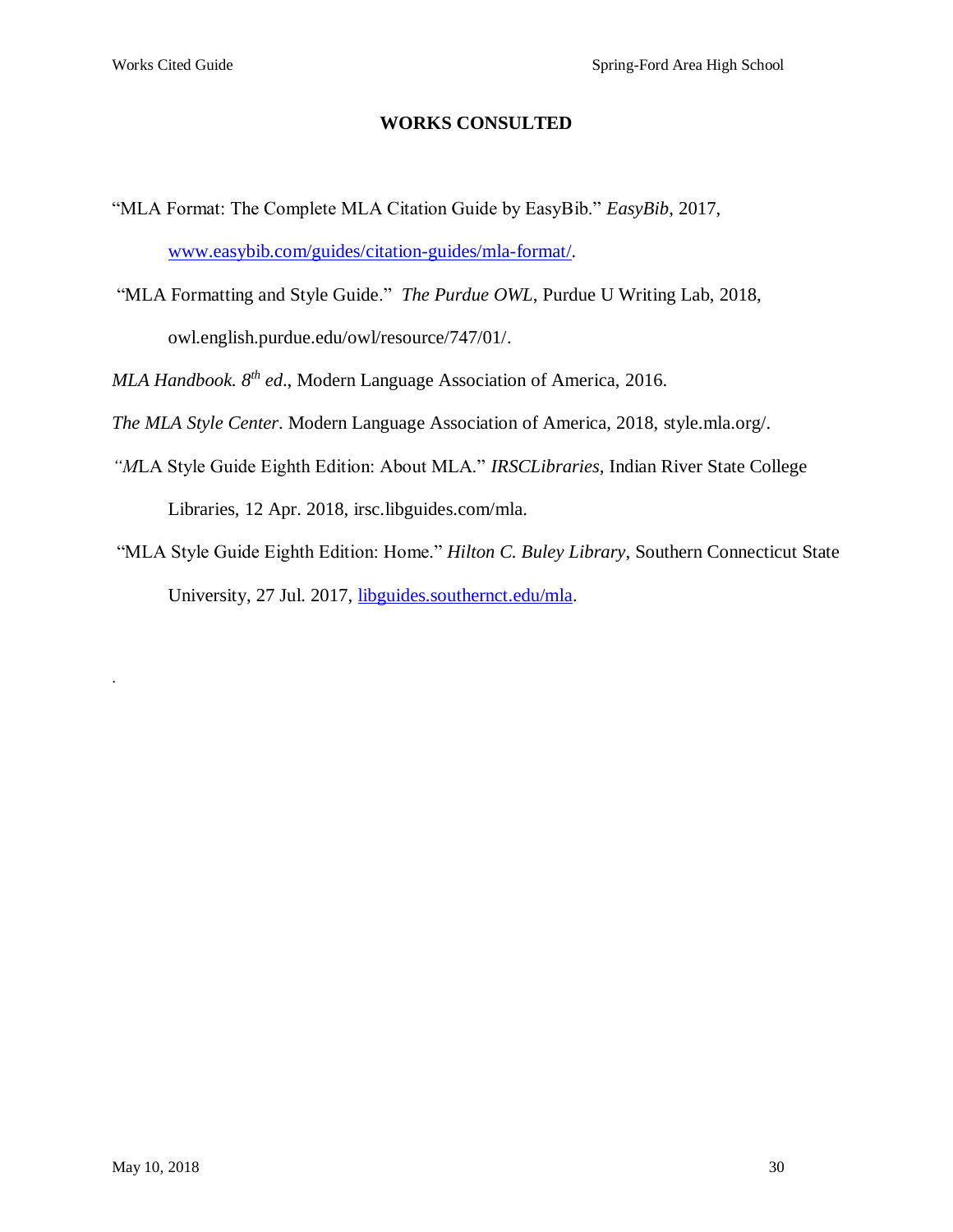## WORKS CONSULTED

"MLA Format: The Complete MLA Citation Guide by EasyBib." *EasyBib*, 2017, www.easybib.com/guides/citation-guides/mla-format/.

"MLA Formatting and Style Guide." *The Purdue OWL*, Purdue U Writing Lab, 2018, owl.english.purdue.edu/owl/resource/747/01/.

*MLA Handbook. 8th ed*., Modern Language Association of America, 2016.

*The MLA Style Center*. Modern Language Association of America, 2018, style.mla.org/.

"MLA Style Guide Eighth Edition: About MLA." *IRSCLibraries*, Indian River State College Libraries, 12 Apr. 2018, irsc.libguides.com/mla.

"MLA Style Guide Eighth Edition: Home." *Hilton C. Buley Library*, Southern Connecticut State University, 27 Jul. 2017, libguides.southernct.edu/mla.

.